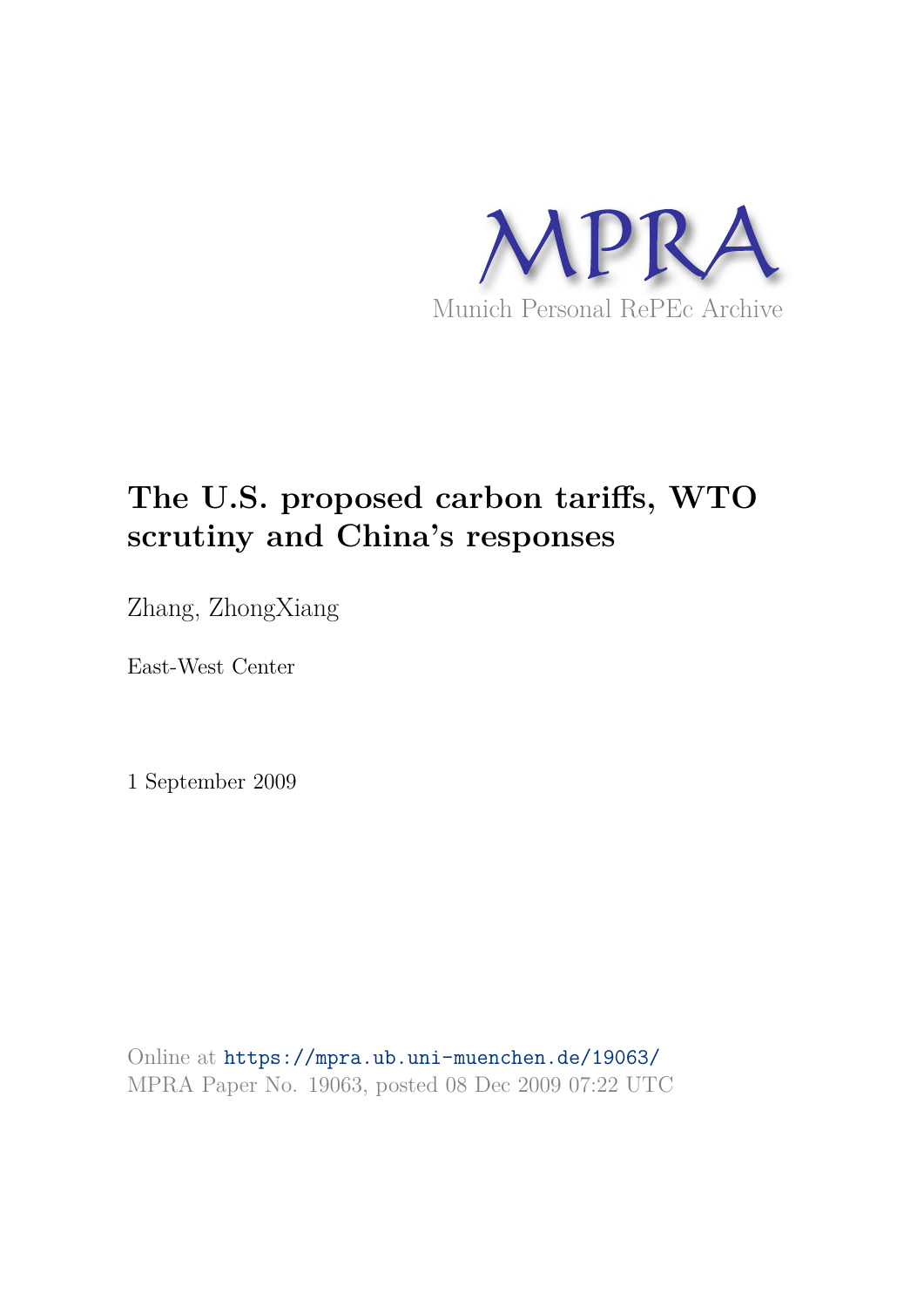MPRA

Munich Personal RePEc Archive

# The U.S. proposed carbon tariffs, WTO scrutiny and China's responses

Zhang, ZhongXiang

East-West Center

1 September 2009

Online at https://mpra.ub.uni-muenchen.de/19063/
MPRA Paper No. 19063, posted 08 Dec 2009 07:22 UTC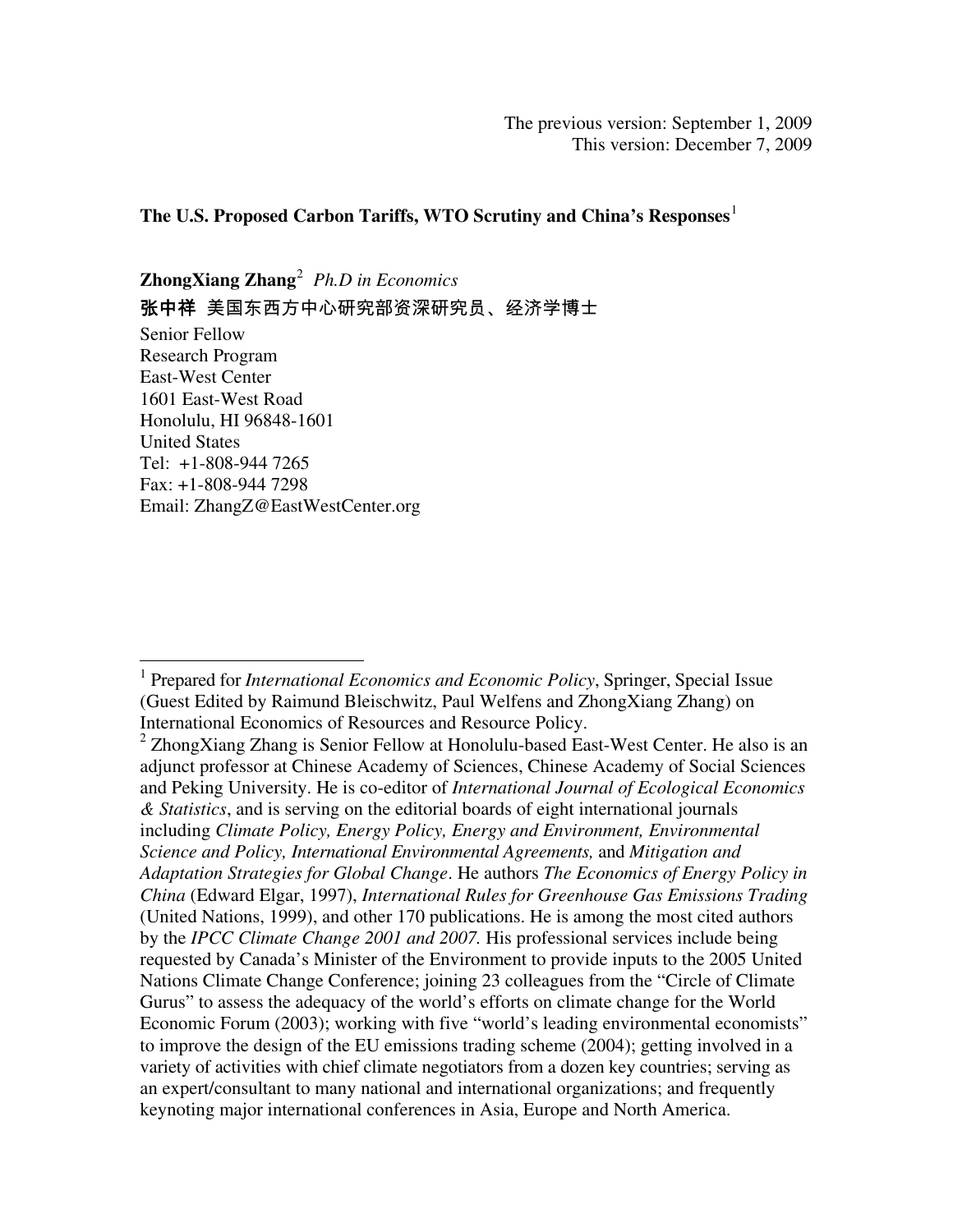The previous version: September 1, 2009
This version: December 7, 2009

**The U.S. Proposed Carbon Tariffs, WTO Scrutiny and China's Responses**[1]

**ZhongXiang Zhang**[2] *Ph.D in Economics*
**张中祥** 美国东西方中心研究部资深研究员、经济学博士
Senior Fellow
Research Program
East-West Center
1601 East-West Road
Honolulu, HI 96848-1601
United States
Tel: +1-808-944 7265
Fax: +1-808-944 7298
Email: ZhangZ@EastWestCenter.org

---

[1] Prepared for *International Economics and Economic Policy*, Springer, Special Issue (Guest Edited by Raimund Bleischwitz, Paul Welfens and ZhongXiang Zhang) on International Economics of Resources and Resource Policy.

[2] ZhongXiang Zhang is Senior Fellow at Honolulu-based East-West Center. He also is an adjunct professor at Chinese Academy of Sciences, Chinese Academy of Social Sciences and Peking University. He is co-editor of *International Journal of Ecological Economics & Statistics*, and is serving on the editorial boards of eight international journals including *Climate Policy, Energy Policy, Energy and Environment, Environmental Science and Policy, International Environmental Agreements,* and *Mitigation and Adaptation Strategies for Global Change*. He authors *The Economics of Energy Policy in China* (Edward Elgar, 1997), *International Rules for Greenhouse Gas Emissions Trading* (United Nations, 1999), and other 170 publications. He is among the most cited authors by the *IPCC Climate Change 2001 and 2007.* His professional services include being requested by Canada's Minister of the Environment to provide inputs to the 2005 United Nations Climate Change Conference; joining 23 colleagues from the "Circle of Climate Gurus" to assess the adequacy of the world's efforts on climate change for the World Economic Forum (2003); working with five "world's leading environmental economists" to improve the design of the EU emissions trading scheme (2004); getting involved in a variety of activities with chief climate negotiators from a dozen key countries; serving as an expert/consultant to many national and international organizations; and frequently keynoting major international conferences in Asia, Europe and North America.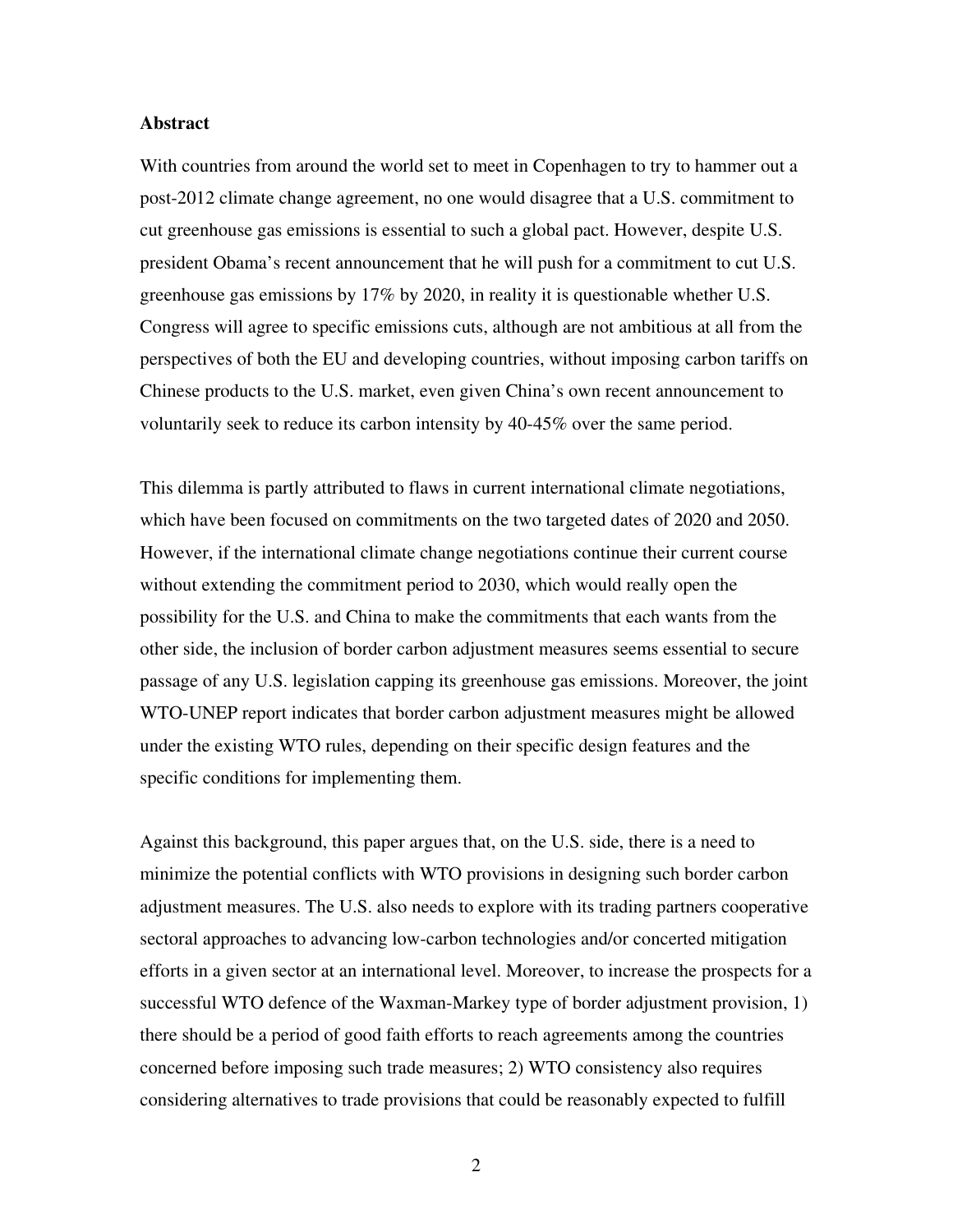**Abstract**

With countries from around the world set to meet in Copenhagen to try to hammer out a post-2012 climate change agreement, no one would disagree that a U.S. commitment to cut greenhouse gas emissions is essential to such a global pact. However, despite U.S. president Obama's recent announcement that he will push for a commitment to cut U.S. greenhouse gas emissions by 17% by 2020, in reality it is questionable whether U.S. Congress will agree to specific emissions cuts, although are not ambitious at all from the perspectives of both the EU and developing countries, without imposing carbon tariffs on Chinese products to the U.S. market, even given China's own recent announcement to voluntarily seek to reduce its carbon intensity by 40-45% over the same period.

This dilemma is partly attributed to flaws in current international climate negotiations, which have been focused on commitments on the two targeted dates of 2020 and 2050. However, if the international climate change negotiations continue their current course without extending the commitment period to 2030, which would really open the possibility for the U.S. and China to make the commitments that each wants from the other side, the inclusion of border carbon adjustment measures seems essential to secure passage of any U.S. legislation capping its greenhouse gas emissions. Moreover, the joint WTO-UNEP report indicates that border carbon adjustment measures might be allowed under the existing WTO rules, depending on their specific design features and the specific conditions for implementing them.

Against this background, this paper argues that, on the U.S. side, there is a need to minimize the potential conflicts with WTO provisions in designing such border carbon adjustment measures. The U.S. also needs to explore with its trading partners cooperative sectoral approaches to advancing low-carbon technologies and/or concerted mitigation efforts in a given sector at an international level. Moreover, to increase the prospects for a successful WTO defence of the Waxman-Markey type of border adjustment provision, 1) there should be a period of good faith efforts to reach agreements among the countries concerned before imposing such trade measures; 2) WTO consistency also requires considering alternatives to trade provisions that could be reasonably expected to fulfill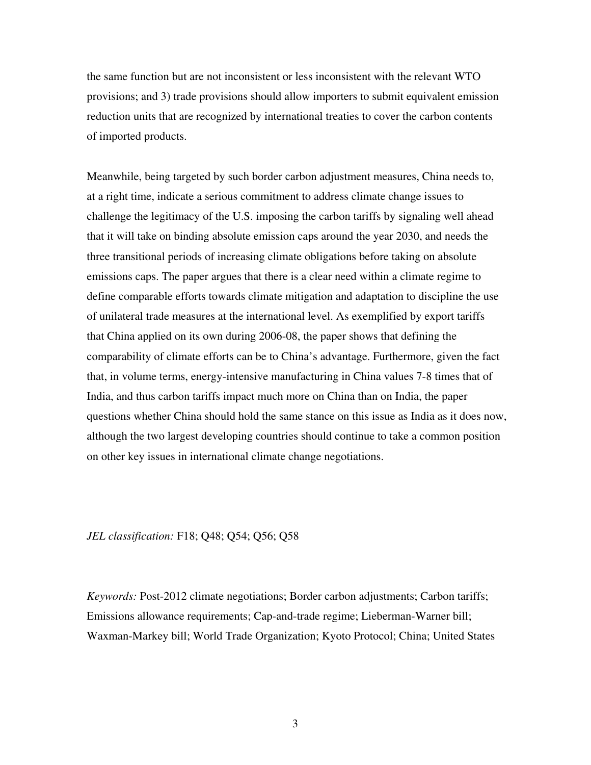the same function but are not inconsistent or less inconsistent with the relevant WTO provisions; and 3) trade provisions should allow importers to submit equivalent emission reduction units that are recognized by international treaties to cover the carbon contents of imported products.

Meanwhile, being targeted by such border carbon adjustment measures, China needs to, at a right time, indicate a serious commitment to address climate change issues to challenge the legitimacy of the U.S. imposing the carbon tariffs by signaling well ahead that it will take on binding absolute emission caps around the year 2030, and needs the three transitional periods of increasing climate obligations before taking on absolute emissions caps. The paper argues that there is a clear need within a climate regime to define comparable efforts towards climate mitigation and adaptation to discipline the use of unilateral trade measures at the international level. As exemplified by export tariffs that China applied on its own during 2006-08, the paper shows that defining the comparability of climate efforts can be to China's advantage. Furthermore, given the fact that, in volume terms, energy-intensive manufacturing in China values 7-8 times that of India, and thus carbon tariffs impact much more on China than on India, the paper questions whether China should hold the same stance on this issue as India as it does now, although the two largest developing countries should continue to take a common position on other key issues in international climate change negotiations.

*JEL classification:* F18; Q48; Q54; Q56; Q58

*Keywords:* Post-2012 climate negotiations; Border carbon adjustments; Carbon tariffs; Emissions allowance requirements; Cap-and-trade regime; Lieberman-Warner bill; Waxman-Markey bill; World Trade Organization; Kyoto Protocol; China; United States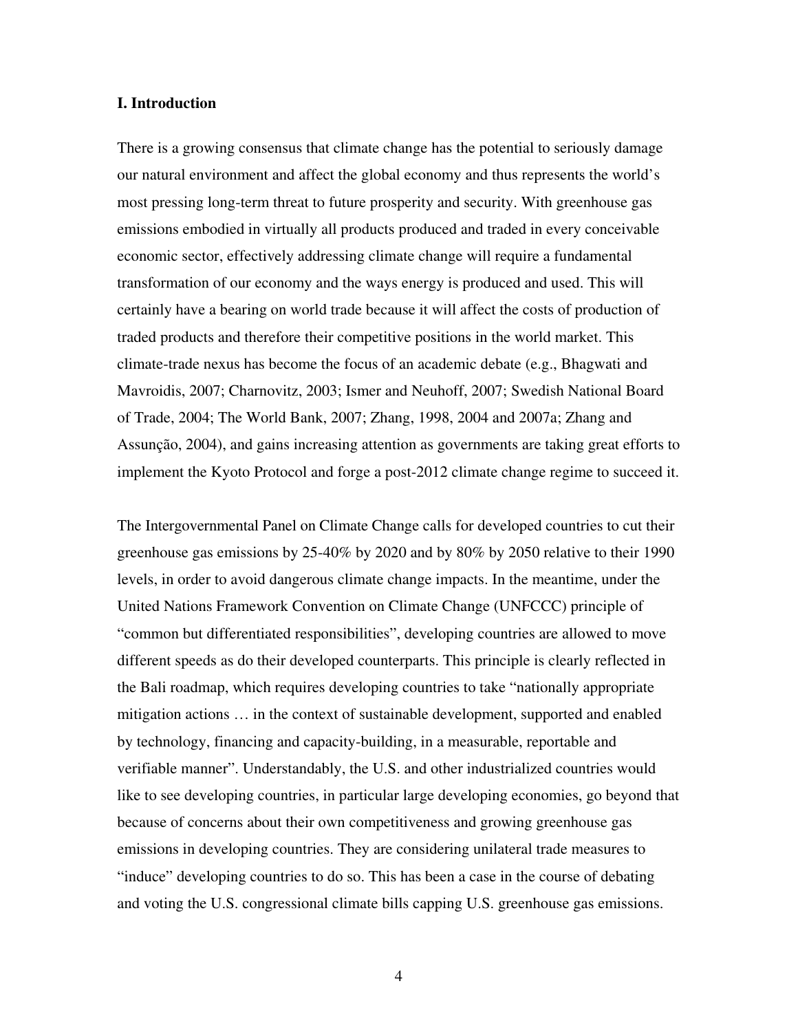## I. Introduction

There is a growing consensus that climate change has the potential to seriously damage our natural environment and affect the global economy and thus represents the world's most pressing long-term threat to future prosperity and security. With greenhouse gas emissions embodied in virtually all products produced and traded in every conceivable economic sector, effectively addressing climate change will require a fundamental transformation of our economy and the ways energy is produced and used. This will certainly have a bearing on world trade because it will affect the costs of production of traded products and therefore their competitive positions in the world market. This climate-trade nexus has become the focus of an academic debate (e.g., Bhagwati and Mavroidis, 2007; Charnovitz, 2003; Ismer and Neuhoff, 2007; Swedish National Board of Trade, 2004; The World Bank, 2007; Zhang, 1998, 2004 and 2007a; Zhang and Assunção, 2004), and gains increasing attention as governments are taking great efforts to implement the Kyoto Protocol and forge a post-2012 climate change regime to succeed it.

The Intergovernmental Panel on Climate Change calls for developed countries to cut their greenhouse gas emissions by 25-40% by 2020 and by 80% by 2050 relative to their 1990 levels, in order to avoid dangerous climate change impacts. In the meantime, under the United Nations Framework Convention on Climate Change (UNFCCC) principle of "common but differentiated responsibilities", developing countries are allowed to move different speeds as do their developed counterparts. This principle is clearly reflected in the Bali roadmap, which requires developing countries to take "nationally appropriate mitigation actions … in the context of sustainable development, supported and enabled by technology, financing and capacity-building, in a measurable, reportable and verifiable manner". Understandably, the U.S. and other industrialized countries would like to see developing countries, in particular large developing economies, go beyond that because of concerns about their own competitiveness and growing greenhouse gas emissions in developing countries. They are considering unilateral trade measures to "induce" developing countries to do so. This has been a case in the course of debating and voting the U.S. congressional climate bills capping U.S. greenhouse gas emissions.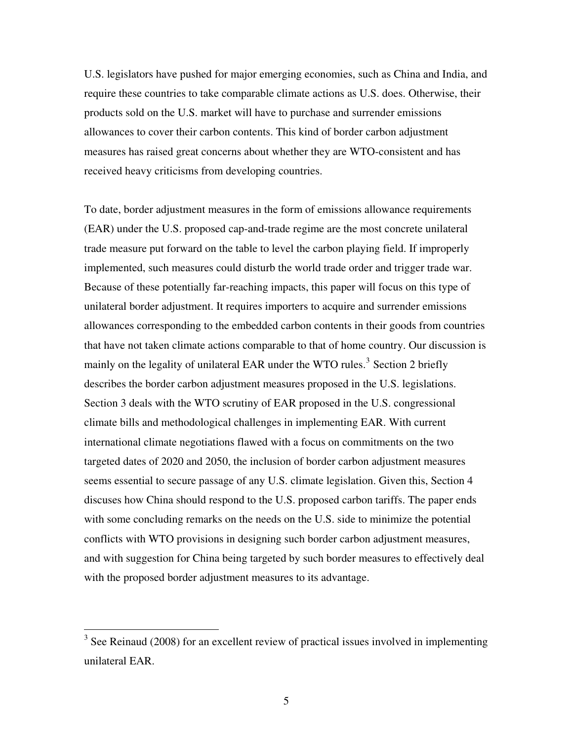U.S. legislators have pushed for major emerging economies, such as China and India, and require these countries to take comparable climate actions as U.S. does. Otherwise, their products sold on the U.S. market will have to purchase and surrender emissions allowances to cover their carbon contents. This kind of border carbon adjustment measures has raised great concerns about whether they are WTO-consistent and has received heavy criticisms from developing countries.

To date, border adjustment measures in the form of emissions allowance requirements (EAR) under the U.S. proposed cap-and-trade regime are the most concrete unilateral trade measure put forward on the table to level the carbon playing field. If improperly implemented, such measures could disturb the world trade order and trigger trade war. Because of these potentially far-reaching impacts, this paper will focus on this type of unilateral border adjustment. It requires importers to acquire and surrender emissions allowances corresponding to the embedded carbon contents in their goods from countries that have not taken climate actions comparable to that of home country. Our discussion is mainly on the legality of unilateral EAR under the WTO rules.[3] Section 2 briefly describes the border carbon adjustment measures proposed in the U.S. legislations. Section 3 deals with the WTO scrutiny of EAR proposed in the U.S. congressional climate bills and methodological challenges in implementing EAR. With current international climate negotiations flawed with a focus on commitments on the two targeted dates of 2020 and 2050, the inclusion of border carbon adjustment measures seems essential to secure passage of any U.S. climate legislation. Given this, Section 4 discuses how China should respond to the U.S. proposed carbon tariffs. The paper ends with some concluding remarks on the needs on the U.S. side to minimize the potential conflicts with WTO provisions in designing such border carbon adjustment measures, and with suggestion for China being targeted by such border measures to effectively deal with the proposed border adjustment measures to its advantage.

---

[3] See Reinaud (2008) for an excellent review of practical issues involved in implementing unilateral EAR.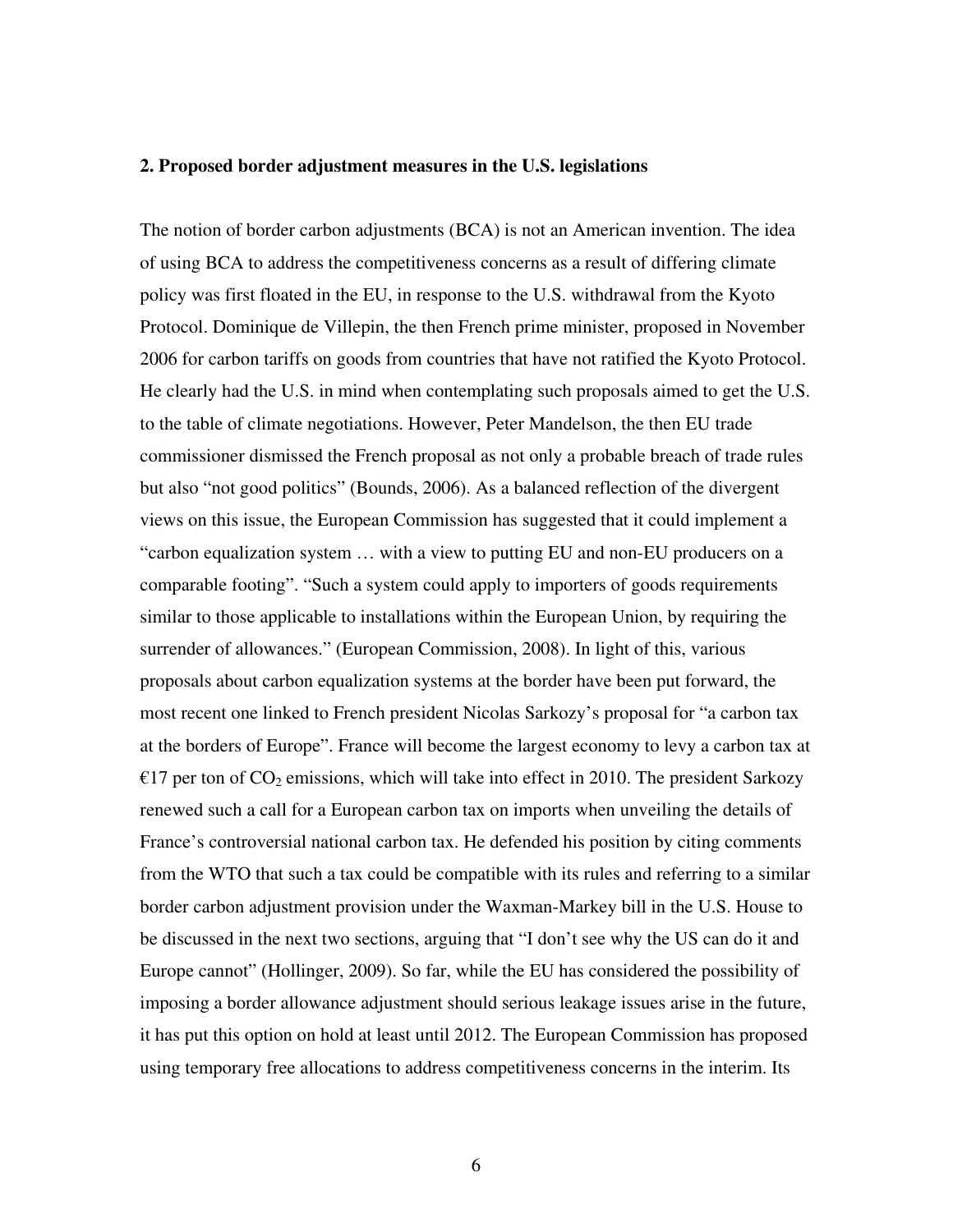## 2. Proposed border adjustment measures in the U.S. legislations

The notion of border carbon adjustments (BCA) is not an American invention. The idea of using BCA to address the competitiveness concerns as a result of differing climate policy was first floated in the EU, in response to the U.S. withdrawal from the Kyoto Protocol. Dominique de Villepin, the then French prime minister, proposed in November 2006 for carbon tariffs on goods from countries that have not ratified the Kyoto Protocol. He clearly had the U.S. in mind when contemplating such proposals aimed to get the U.S. to the table of climate negotiations. However, Peter Mandelson, the then EU trade commissioner dismissed the French proposal as not only a probable breach of trade rules but also "not good politics" (Bounds, 2006). As a balanced reflection of the divergent views on this issue, the European Commission has suggested that it could implement a "carbon equalization system … with a view to putting EU and non-EU producers on a comparable footing". "Such a system could apply to importers of goods requirements similar to those applicable to installations within the European Union, by requiring the surrender of allowances." (European Commission, 2008). In light of this, various proposals about carbon equalization systems at the border have been put forward, the most recent one linked to French president Nicolas Sarkozy's proposal for "a carbon tax at the borders of Europe". France will become the largest economy to levy a carbon tax at €17 per ton of $CO_2$ emissions, which will take into effect in 2010. The president Sarkozy renewed such a call for a European carbon tax on imports when unveiling the details of France's controversial national carbon tax. He defended his position by citing comments from the WTO that such a tax could be compatible with its rules and referring to a similar border carbon adjustment provision under the Waxman-Markey bill in the U.S. House to be discussed in the next two sections, arguing that "I don't see why the US can do it and Europe cannot" (Hollinger, 2009). So far, while the EU has considered the possibility of imposing a border allowance adjustment should serious leakage issues arise in the future, it has put this option on hold at least until 2012. The European Commission has proposed using temporary free allocations to address competitiveness concerns in the interim. Its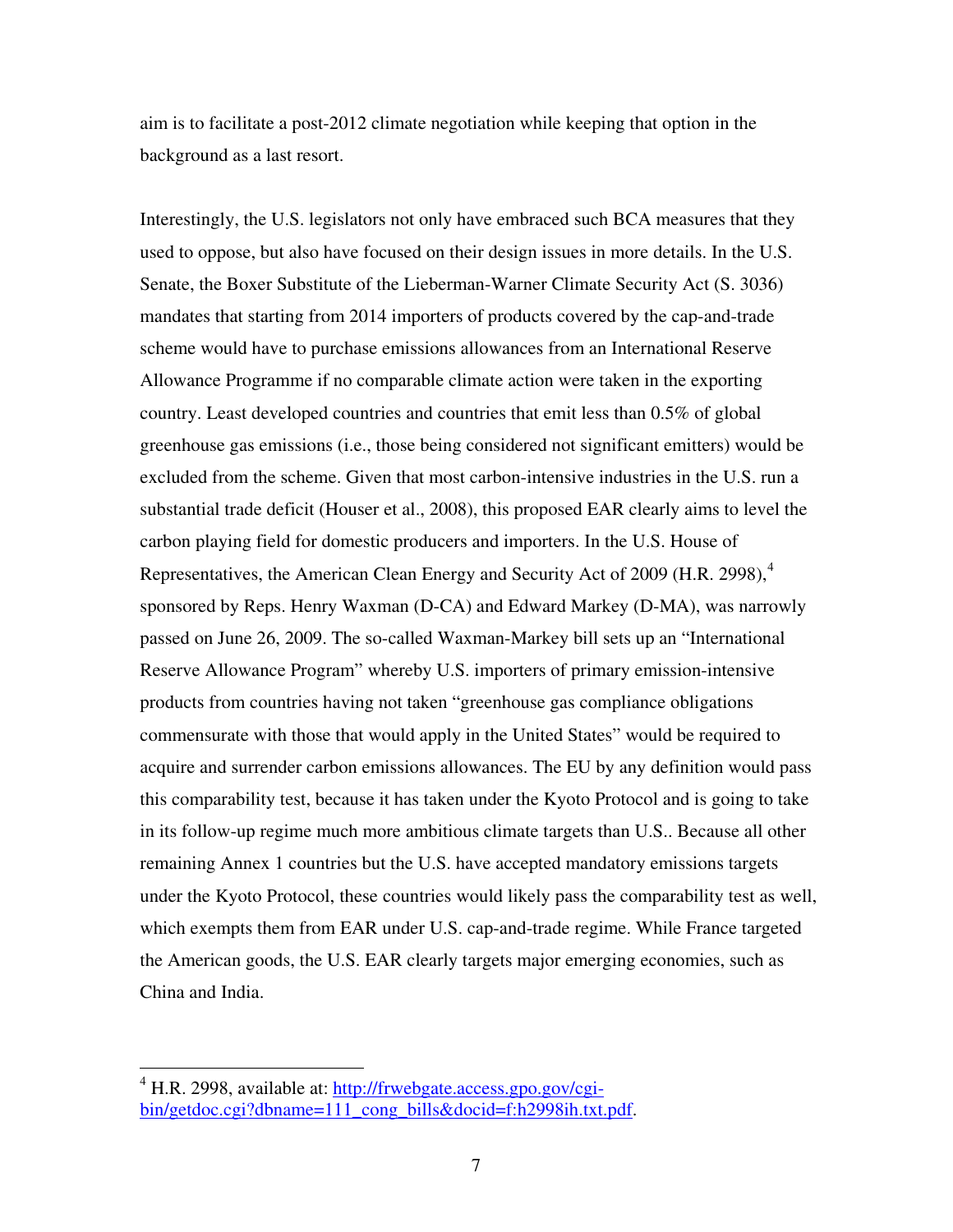aim is to facilitate a post-2012 climate negotiation while keeping that option in the background as a last resort.

Interestingly, the U.S. legislators not only have embraced such BCA measures that they used to oppose, but also have focused on their design issues in more details. In the U.S. Senate, the Boxer Substitute of the Lieberman-Warner Climate Security Act (S. 3036) mandates that starting from 2014 importers of products covered by the cap-and-trade scheme would have to purchase emissions allowances from an International Reserve Allowance Programme if no comparable climate action were taken in the exporting country. Least developed countries and countries that emit less than 0.5% of global greenhouse gas emissions (i.e., those being considered not significant emitters) would be excluded from the scheme. Given that most carbon-intensive industries in the U.S. run a substantial trade deficit (Houser et al., 2008), this proposed EAR clearly aims to level the carbon playing field for domestic producers and importers. In the U.S. House of Representatives, the American Clean Energy and Security Act of 2009 (H.R. 2998),[4] sponsored by Reps. Henry Waxman (D-CA) and Edward Markey (D-MA), was narrowly passed on June 26, 2009. The so-called Waxman-Markey bill sets up an "International Reserve Allowance Program" whereby U.S. importers of primary emission-intensive products from countries having not taken "greenhouse gas compliance obligations commensurate with those that would apply in the United States" would be required to acquire and surrender carbon emissions allowances. The EU by any definition would pass this comparability test, because it has taken under the Kyoto Protocol and is going to take in its follow-up regime much more ambitious climate targets than U.S.. Because all other remaining Annex 1 countries but the U.S. have accepted mandatory emissions targets under the Kyoto Protocol, these countries would likely pass the comparability test as well, which exempts them from EAR under U.S. cap-and-trade regime. While France targeted the American goods, the U.S. EAR clearly targets major emerging economies, such as China and India.

---

[4] H.R. 2998, available at: http://frwebgate.access.gpo.gov/cgi-bin/getdoc.cgi?dbname=111_cong_bills&docid=f:h2998ih.txt.pdf.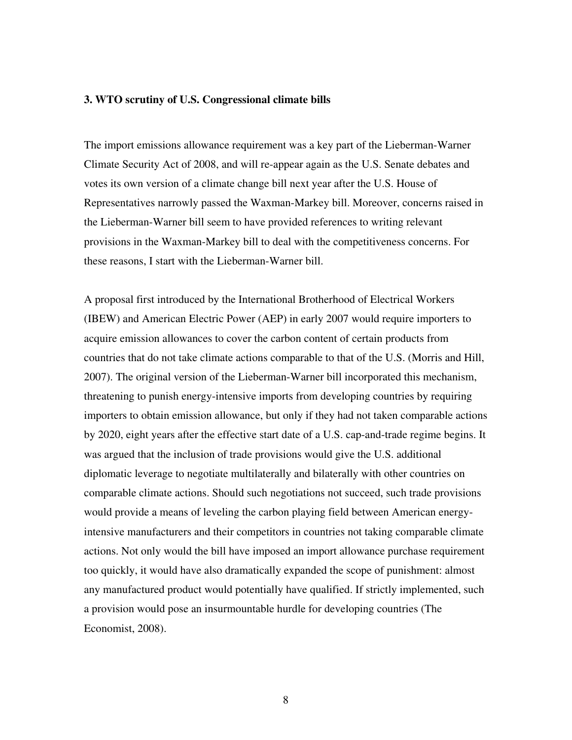### 3. WTO scrutiny of U.S. Congressional climate bills

The import emissions allowance requirement was a key part of the Lieberman-Warner Climate Security Act of 2008, and will re-appear again as the U.S. Senate debates and votes its own version of a climate change bill next year after the U.S. House of Representatives narrowly passed the Waxman-Markey bill. Moreover, concerns raised in the Lieberman-Warner bill seem to have provided references to writing relevant provisions in the Waxman-Markey bill to deal with the competitiveness concerns. For these reasons, I start with the Lieberman-Warner bill.

A proposal first introduced by the International Brotherhood of Electrical Workers (IBEW) and American Electric Power (AEP) in early 2007 would require importers to acquire emission allowances to cover the carbon content of certain products from countries that do not take climate actions comparable to that of the U.S. (Morris and Hill, 2007). The original version of the Lieberman-Warner bill incorporated this mechanism, threatening to punish energy-intensive imports from developing countries by requiring importers to obtain emission allowance, but only if they had not taken comparable actions by 2020, eight years after the effective start date of a U.S. cap-and-trade regime begins. It was argued that the inclusion of trade provisions would give the U.S. additional diplomatic leverage to negotiate multilaterally and bilaterally with other countries on comparable climate actions. Should such negotiations not succeed, such trade provisions would provide a means of leveling the carbon playing field between American energy-intensive manufacturers and their competitors in countries not taking comparable climate actions. Not only would the bill have imposed an import allowance purchase requirement too quickly, it would have also dramatically expanded the scope of punishment: almost any manufactured product would potentially have qualified. If strictly implemented, such a provision would pose an insurmountable hurdle for developing countries (The Economist, 2008).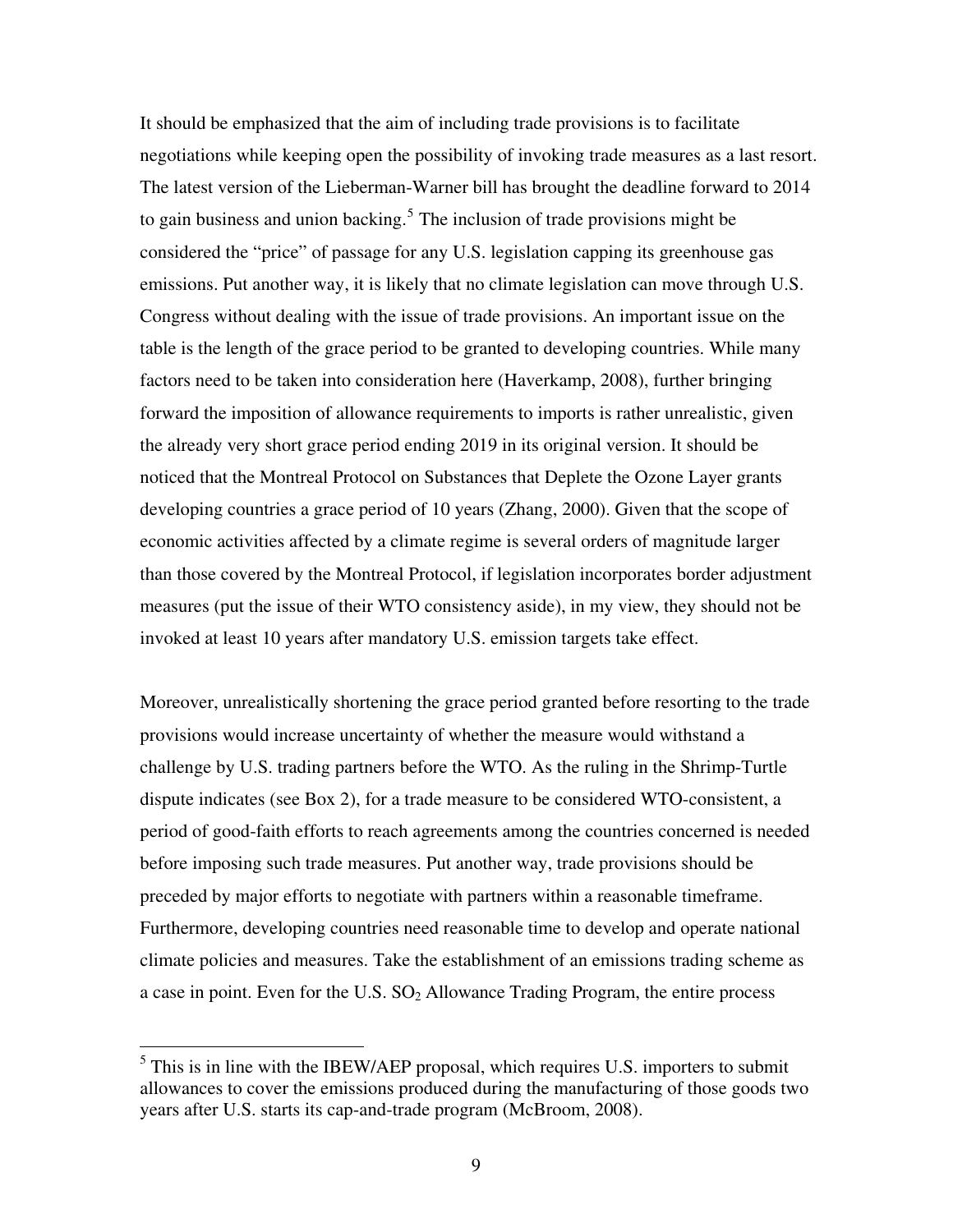It should be emphasized that the aim of including trade provisions is to facilitate negotiations while keeping open the possibility of invoking trade measures as a last resort. The latest version of the Lieberman-Warner bill has brought the deadline forward to 2014 to gain business and union backing.[5] The inclusion of trade provisions might be considered the "price" of passage for any U.S. legislation capping its greenhouse gas emissions. Put another way, it is likely that no climate legislation can move through U.S. Congress without dealing with the issue of trade provisions. An important issue on the table is the length of the grace period to be granted to developing countries. While many factors need to be taken into consideration here (Haverkamp, 2008), further bringing forward the imposition of allowance requirements to imports is rather unrealistic, given the already very short grace period ending 2019 in its original version. It should be noticed that the Montreal Protocol on Substances that Deplete the Ozone Layer grants developing countries a grace period of 10 years (Zhang, 2000). Given that the scope of economic activities affected by a climate regime is several orders of magnitude larger than those covered by the Montreal Protocol, if legislation incorporates border adjustment measures (put the issue of their WTO consistency aside), in my view, they should not be invoked at least 10 years after mandatory U.S. emission targets take effect.

Moreover, unrealistically shortening the grace period granted before resorting to the trade provisions would increase uncertainty of whether the measure would withstand a challenge by U.S. trading partners before the WTO. As the ruling in the Shrimp-Turtle dispute indicates (see Box 2), for a trade measure to be considered WTO-consistent, a period of good-faith efforts to reach agreements among the countries concerned is needed before imposing such trade measures. Put another way, trade provisions should be preceded by major efforts to negotiate with partners within a reasonable timeframe. Furthermore, developing countries need reasonable time to develop and operate national climate policies and measures. Take the establishment of an emissions trading scheme as a case in point. Even for the U.S. $SO_2$ Allowance Trading Program, the entire process

[5] This is in line with the IBEW/AEP proposal, which requires U.S. importers to submit allowances to cover the emissions produced during the manufacturing of those goods two years after U.S. starts its cap-and-trade program (McBroom, 2008).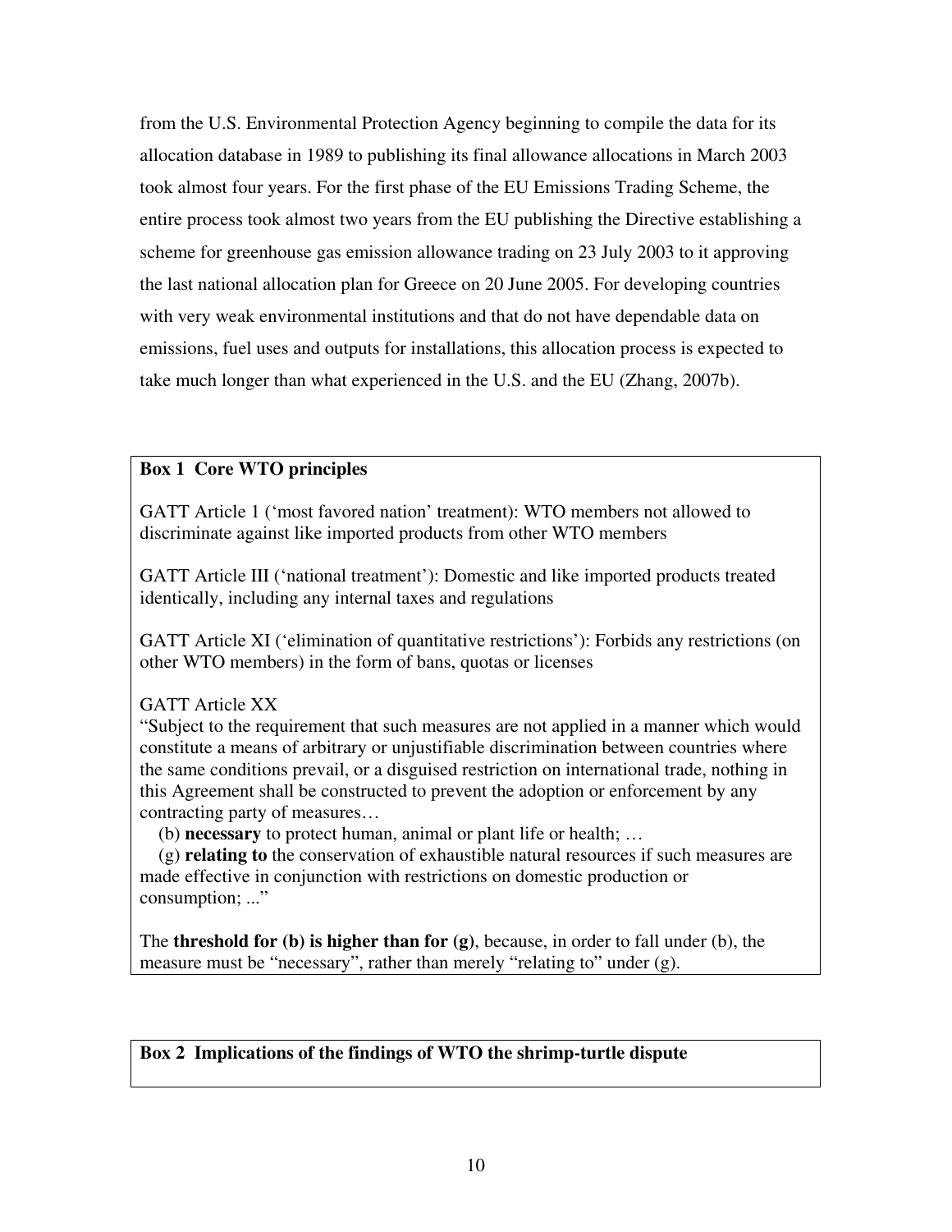from the U.S. Environmental Protection Agency beginning to compile the data for its allocation database in 1989 to publishing its final allowance allocations in March 2003 took almost four years. For the first phase of the EU Emissions Trading Scheme, the entire process took almost two years from the EU publishing the Directive establishing a scheme for greenhouse gas emission allowance trading on 23 July 2003 to it approving the last national allocation plan for Greece on 20 June 2005. For developing countries with very weak environmental institutions and that do not have dependable data on emissions, fuel uses and outputs for installations, this allocation process is expected to take much longer than what experienced in the U.S. and the EU (Zhang, 2007b).

**Box 1 Core WTO principles**

GATT Article 1 ('most favored nation' treatment): WTO members not allowed to discriminate against like imported products from other WTO members

GATT Article III ('national treatment'): Domestic and like imported products treated identically, including any internal taxes and regulations

GATT Article XI ('elimination of quantitative restrictions'): Forbids any restrictions (on other WTO members) in the form of bans, quotas or licenses

GATT Article XX

"Subject to the requirement that such measures are not applied in a manner which would constitute a means of arbitrary or unjustifiable discrimination between countries where the same conditions prevail, or a disguised restriction on international trade, nothing in this Agreement shall be constructed to prevent the adoption or enforcement by any contracting party of measures…

(b) **necessary** to protect human, animal or plant life or health; …

(g) **relating to** the conservation of exhaustible natural resources if such measures are made effective in conjunction with restrictions on domestic production or consumption; ..."

The **threshold for (b) is higher than for (g)**, because, in order to fall under (b), the measure must be "necessary", rather than merely "relating to" under (g).

**Box 2 Implications of the findings of WTO the shrimp-turtle dispute**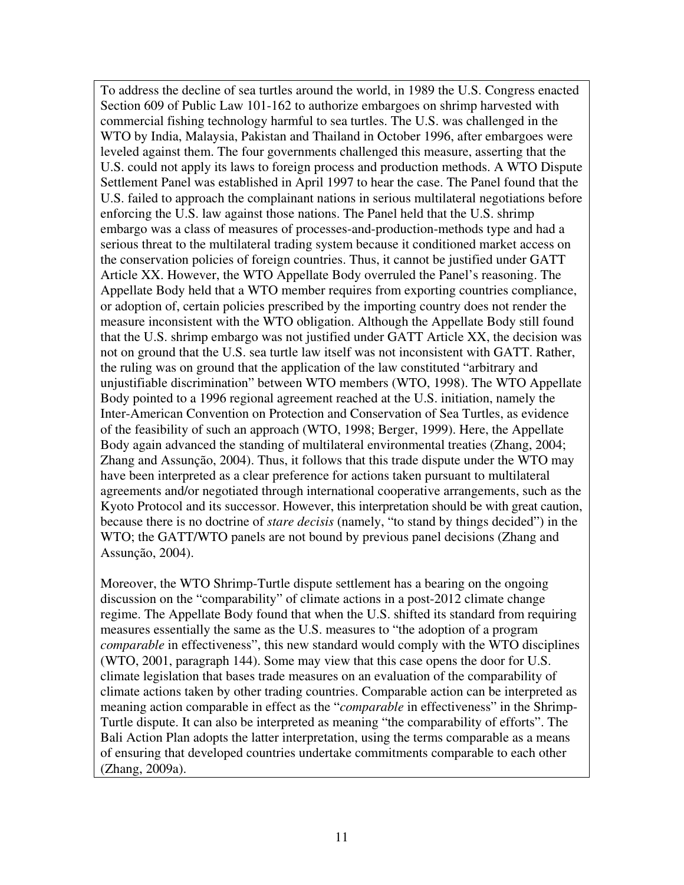To address the decline of sea turtles around the world, in 1989 the U.S. Congress enacted Section 609 of Public Law 101-162 to authorize embargoes on shrimp harvested with commercial fishing technology harmful to sea turtles. The U.S. was challenged in the WTO by India, Malaysia, Pakistan and Thailand in October 1996, after embargoes were leveled against them. The four governments challenged this measure, asserting that the U.S. could not apply its laws to foreign process and production methods. A WTO Dispute Settlement Panel was established in April 1997 to hear the case. The Panel found that the U.S. failed to approach the complainant nations in serious multilateral negotiations before enforcing the U.S. law against those nations. The Panel held that the U.S. shrimp embargo was a class of measures of processes-and-production-methods type and had a serious threat to the multilateral trading system because it conditioned market access on the conservation policies of foreign countries. Thus, it cannot be justified under GATT Article XX. However, the WTO Appellate Body overruled the Panel's reasoning. The Appellate Body held that a WTO member requires from exporting countries compliance, or adoption of, certain policies prescribed by the importing country does not render the measure inconsistent with the WTO obligation. Although the Appellate Body still found that the U.S. shrimp embargo was not justified under GATT Article XX, the decision was not on ground that the U.S. sea turtle law itself was not inconsistent with GATT. Rather, the ruling was on ground that the application of the law constituted "arbitrary and unjustifiable discrimination" between WTO members (WTO, 1998). The WTO Appellate Body pointed to a 1996 regional agreement reached at the U.S. initiation, namely the Inter-American Convention on Protection and Conservation of Sea Turtles, as evidence of the feasibility of such an approach (WTO, 1998; Berger, 1999). Here, the Appellate Body again advanced the standing of multilateral environmental treaties (Zhang, 2004; Zhang and Assunção, 2004). Thus, it follows that this trade dispute under the WTO may have been interpreted as a clear preference for actions taken pursuant to multilateral agreements and/or negotiated through international cooperative arrangements, such as the Kyoto Protocol and its successor. However, this interpretation should be with great caution, because there is no doctrine of *stare decisis* (namely, "to stand by things decided") in the WTO; the GATT/WTO panels are not bound by previous panel decisions (Zhang and Assunção, 2004).

Moreover, the WTO Shrimp-Turtle dispute settlement has a bearing on the ongoing discussion on the "comparability" of climate actions in a post-2012 climate change regime. The Appellate Body found that when the U.S. shifted its standard from requiring measures essentially the same as the U.S. measures to "the adoption of a program *comparable* in effectiveness", this new standard would comply with the WTO disciplines (WTO, 2001, paragraph 144). Some may view that this case opens the door for U.S. climate legislation that bases trade measures on an evaluation of the comparability of climate actions taken by other trading countries. Comparable action can be interpreted as meaning action comparable in effect as the "*comparable* in effectiveness" in the Shrimp-Turtle dispute. It can also be interpreted as meaning "the comparability of efforts". The Bali Action Plan adopts the latter interpretation, using the terms comparable as a means of ensuring that developed countries undertake commitments comparable to each other (Zhang, 2009a).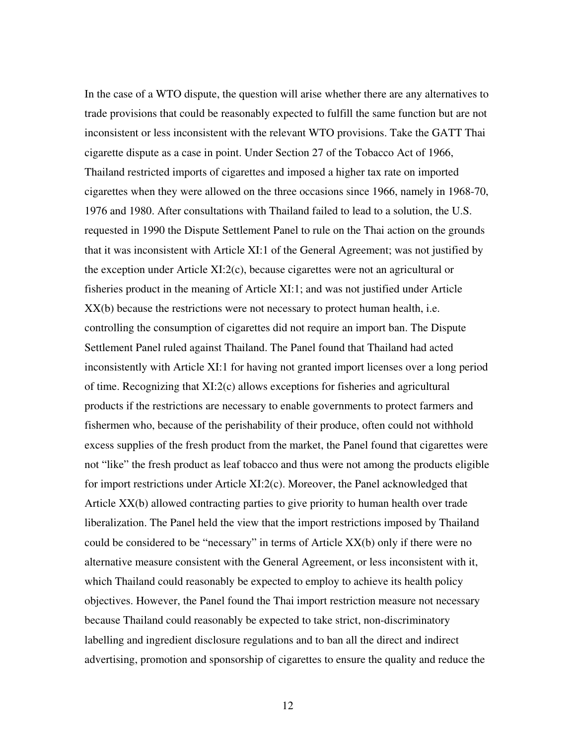In the case of a WTO dispute, the question will arise whether there are any alternatives to trade provisions that could be reasonably expected to fulfill the same function but are not inconsistent or less inconsistent with the relevant WTO provisions. Take the GATT Thai cigarette dispute as a case in point. Under Section 27 of the Tobacco Act of 1966, Thailand restricted imports of cigarettes and imposed a higher tax rate on imported cigarettes when they were allowed on the three occasions since 1966, namely in 1968-70, 1976 and 1980. After consultations with Thailand failed to lead to a solution, the U.S. requested in 1990 the Dispute Settlement Panel to rule on the Thai action on the grounds that it was inconsistent with Article XI:1 of the General Agreement; was not justified by the exception under Article XI:2(c), because cigarettes were not an agricultural or fisheries product in the meaning of Article XI:1; and was not justified under Article XX(b) because the restrictions were not necessary to protect human health, i.e. controlling the consumption of cigarettes did not require an import ban. The Dispute Settlement Panel ruled against Thailand. The Panel found that Thailand had acted inconsistently with Article XI:1 for having not granted import licenses over a long period of time. Recognizing that XI:2(c) allows exceptions for fisheries and agricultural products if the restrictions are necessary to enable governments to protect farmers and fishermen who, because of the perishability of their produce, often could not withhold excess supplies of the fresh product from the market, the Panel found that cigarettes were not "like" the fresh product as leaf tobacco and thus were not among the products eligible for import restrictions under Article XI:2(c). Moreover, the Panel acknowledged that Article XX(b) allowed contracting parties to give priority to human health over trade liberalization. The Panel held the view that the import restrictions imposed by Thailand could be considered to be "necessary" in terms of Article XX(b) only if there were no alternative measure consistent with the General Agreement, or less inconsistent with it, which Thailand could reasonably be expected to employ to achieve its health policy objectives. However, the Panel found the Thai import restriction measure not necessary because Thailand could reasonably be expected to take strict, non-discriminatory labelling and ingredient disclosure regulations and to ban all the direct and indirect advertising, promotion and sponsorship of cigarettes to ensure the quality and reduce the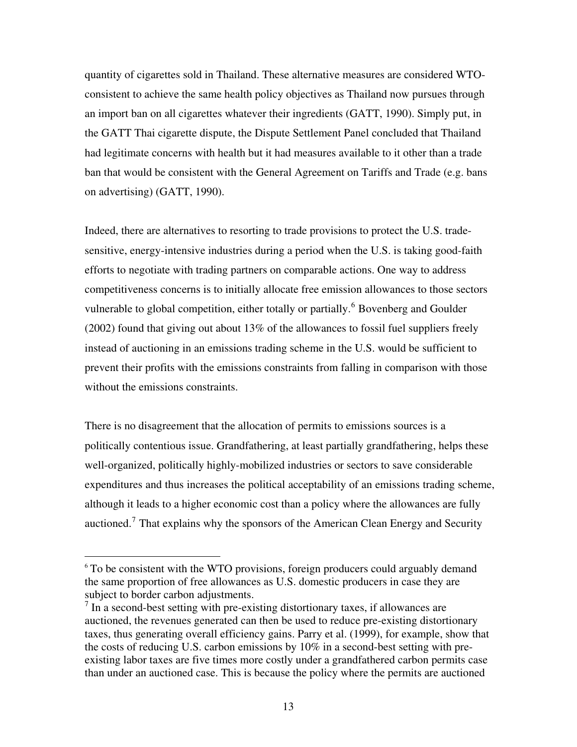quantity of cigarettes sold in Thailand. These alternative measures are considered WTO-consistent to achieve the same health policy objectives as Thailand now pursues through an import ban on all cigarettes whatever their ingredients (GATT, 1990). Simply put, in the GATT Thai cigarette dispute, the Dispute Settlement Panel concluded that Thailand had legitimate concerns with health but it had measures available to it other than a trade ban that would be consistent with the General Agreement on Tariffs and Trade (e.g. bans on advertising) (GATT, 1990).

Indeed, there are alternatives to resorting to trade provisions to protect the U.S. trade-sensitive, energy-intensive industries during a period when the U.S. is taking good-faith efforts to negotiate with trading partners on comparable actions. One way to address competitiveness concerns is to initially allocate free emission allowances to those sectors vulnerable to global competition, either totally or partially.[6] Bovenberg and Goulder (2002) found that giving out about 13% of the allowances to fossil fuel suppliers freely instead of auctioning in an emissions trading scheme in the U.S. would be sufficient to prevent their profits with the emissions constraints from falling in comparison with those without the emissions constraints.

There is no disagreement that the allocation of permits to emissions sources is a politically contentious issue. Grandfathering, at least partially grandfathering, helps these well-organized, politically highly-mobilized industries or sectors to save considerable expenditures and thus increases the political acceptability of an emissions trading scheme, although it leads to a higher economic cost than a policy where the allowances are fully auctioned.[7] That explains why the sponsors of the American Clean Energy and Security

---

[6] To be consistent with the WTO provisions, foreign producers could arguably demand the same proportion of free allowances as U.S. domestic producers in case they are subject to border carbon adjustments.

[7] In a second-best setting with pre-existing distortionary taxes, if allowances are auctioned, the revenues generated can then be used to reduce pre-existing distortionary taxes, thus generating overall efficiency gains. Parry et al. (1999), for example, show that the costs of reducing U.S. carbon emissions by 10% in a second-best setting with pre-existing labor taxes are five times more costly under a grandfathered carbon permits case than under an auctioned case. This is because the policy where the permits are auctioned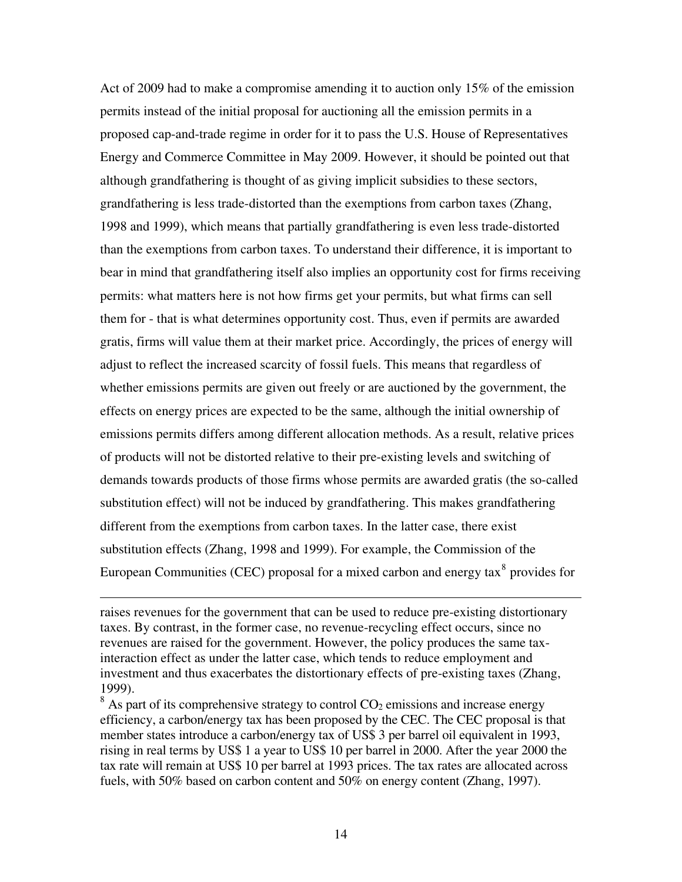Act of 2009 had to make a compromise amending it to auction only 15% of the emission permits instead of the initial proposal for auctioning all the emission permits in a proposed cap-and-trade regime in order for it to pass the U.S. House of Representatives Energy and Commerce Committee in May 2009. However, it should be pointed out that although grandfathering is thought of as giving implicit subsidies to these sectors, grandfathering is less trade-distorted than the exemptions from carbon taxes (Zhang, 1998 and 1999), which means that partially grandfathering is even less trade-distorted than the exemptions from carbon taxes. To understand their difference, it is important to bear in mind that grandfathering itself also implies an opportunity cost for firms receiving permits: what matters here is not how firms get your permits, but what firms can sell them for - that is what determines opportunity cost. Thus, even if permits are awarded gratis, firms will value them at their market price. Accordingly, the prices of energy will adjust to reflect the increased scarcity of fossil fuels. This means that regardless of whether emissions permits are given out freely or are auctioned by the government, the effects on energy prices are expected to be the same, although the initial ownership of emissions permits differs among different allocation methods. As a result, relative prices of products will not be distorted relative to their pre-existing levels and switching of demands towards products of those firms whose permits are awarded gratis (the so-called substitution effect) will not be induced by grandfathering. This makes grandfathering different from the exemptions from carbon taxes. In the latter case, there exist substitution effects (Zhang, 1998 and 1999). For example, the Commission of the European Communities (CEC) proposal for a mixed carbon and energy tax[8] provides for

---

raises revenues for the government that can be used to reduce pre-existing distortionary taxes. By contrast, in the former case, no revenue-recycling effect occurs, since no revenues are raised for the government. However, the policy produces the same tax-interaction effect as under the latter case, which tends to reduce employment and investment and thus exacerbates the distortionary effects of pre-existing taxes (Zhang, 1999).

[8] As part of its comprehensive strategy to control $CO_2$ emissions and increase energy efficiency, a carbon/energy tax has been proposed by the CEC. The CEC proposal is that member states introduce a carbon/energy tax of US$ 3 per barrel oil equivalent in 1993, rising in real terms by US$ 1 a year to US$ 10 per barrel in 2000. After the year 2000 the tax rate will remain at US$ 10 per barrel at 1993 prices. The tax rates are allocated across fuels, with 50% based on carbon content and 50% on energy content (Zhang, 1997).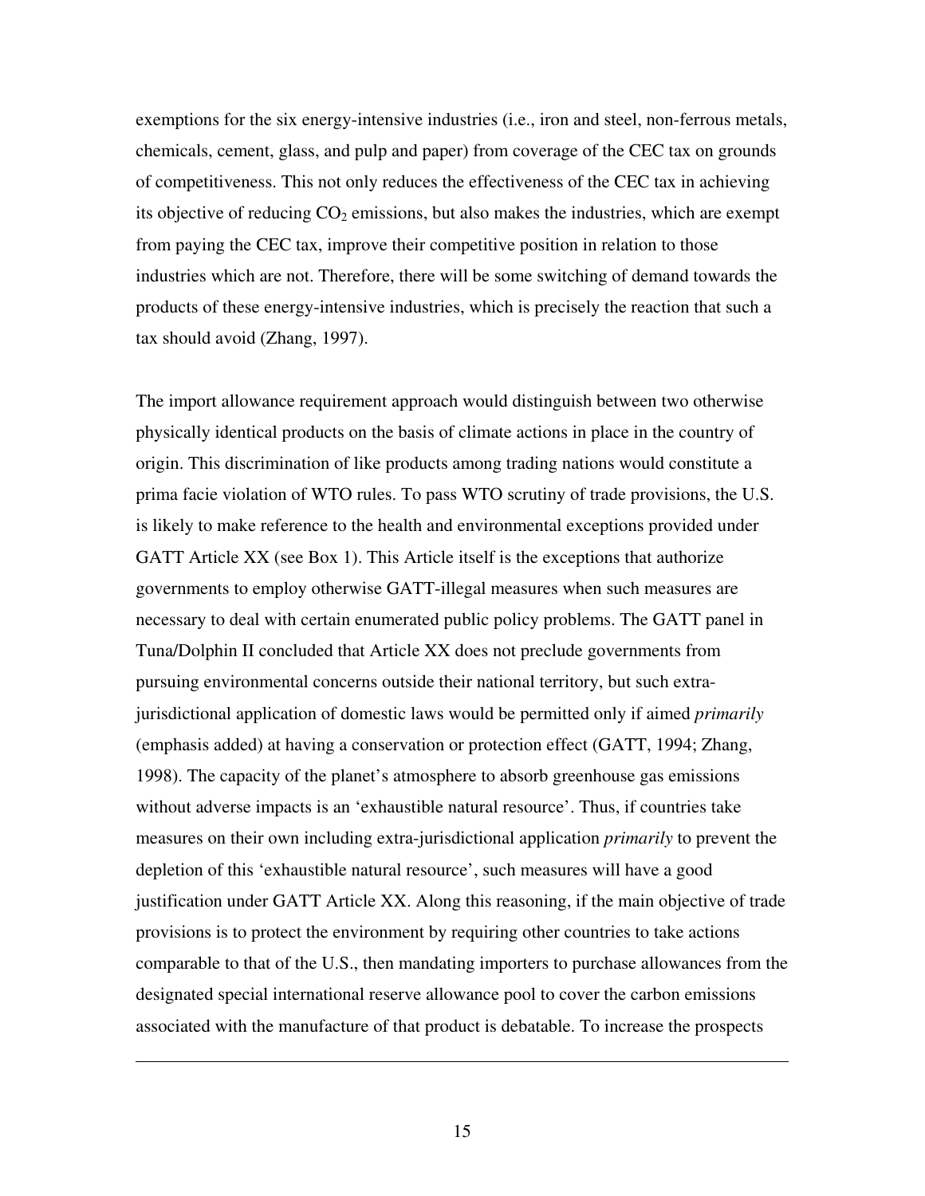exemptions for the six energy-intensive industries (i.e., iron and steel, non-ferrous metals, chemicals, cement, glass, and pulp and paper) from coverage of the CEC tax on grounds of competitiveness. This not only reduces the effectiveness of the CEC tax in achieving its objective of reducing $CO_2$ emissions, but also makes the industries, which are exempt from paying the CEC tax, improve their competitive position in relation to those industries which are not. Therefore, there will be some switching of demand towards the products of these energy-intensive industries, which is precisely the reaction that such a tax should avoid (Zhang, 1997).

The import allowance requirement approach would distinguish between two otherwise physically identical products on the basis of climate actions in place in the country of origin. This discrimination of like products among trading nations would constitute a prima facie violation of WTO rules. To pass WTO scrutiny of trade provisions, the U.S. is likely to make reference to the health and environmental exceptions provided under GATT Article XX (see Box 1). This Article itself is the exceptions that authorize governments to employ otherwise GATT-illegal measures when such measures are necessary to deal with certain enumerated public policy problems. The GATT panel in Tuna/Dolphin II concluded that Article XX does not preclude governments from pursuing environmental concerns outside their national territory, but such extra-jurisdictional application of domestic laws would be permitted only if aimed *primarily* (emphasis added) at having a conservation or protection effect (GATT, 1994; Zhang, 1998). The capacity of the planet's atmosphere to absorb greenhouse gas emissions without adverse impacts is an 'exhaustible natural resource'. Thus, if countries take measures on their own including extra-jurisdictional application *primarily* to prevent the depletion of this 'exhaustible natural resource', such measures will have a good justification under GATT Article XX. Along this reasoning, if the main objective of trade provisions is to protect the environment by requiring other countries to take actions comparable to that of the U.S., then mandating importers to purchase allowances from the designated special international reserve allowance pool to cover the carbon emissions associated with the manufacture of that product is debatable. To increase the prospects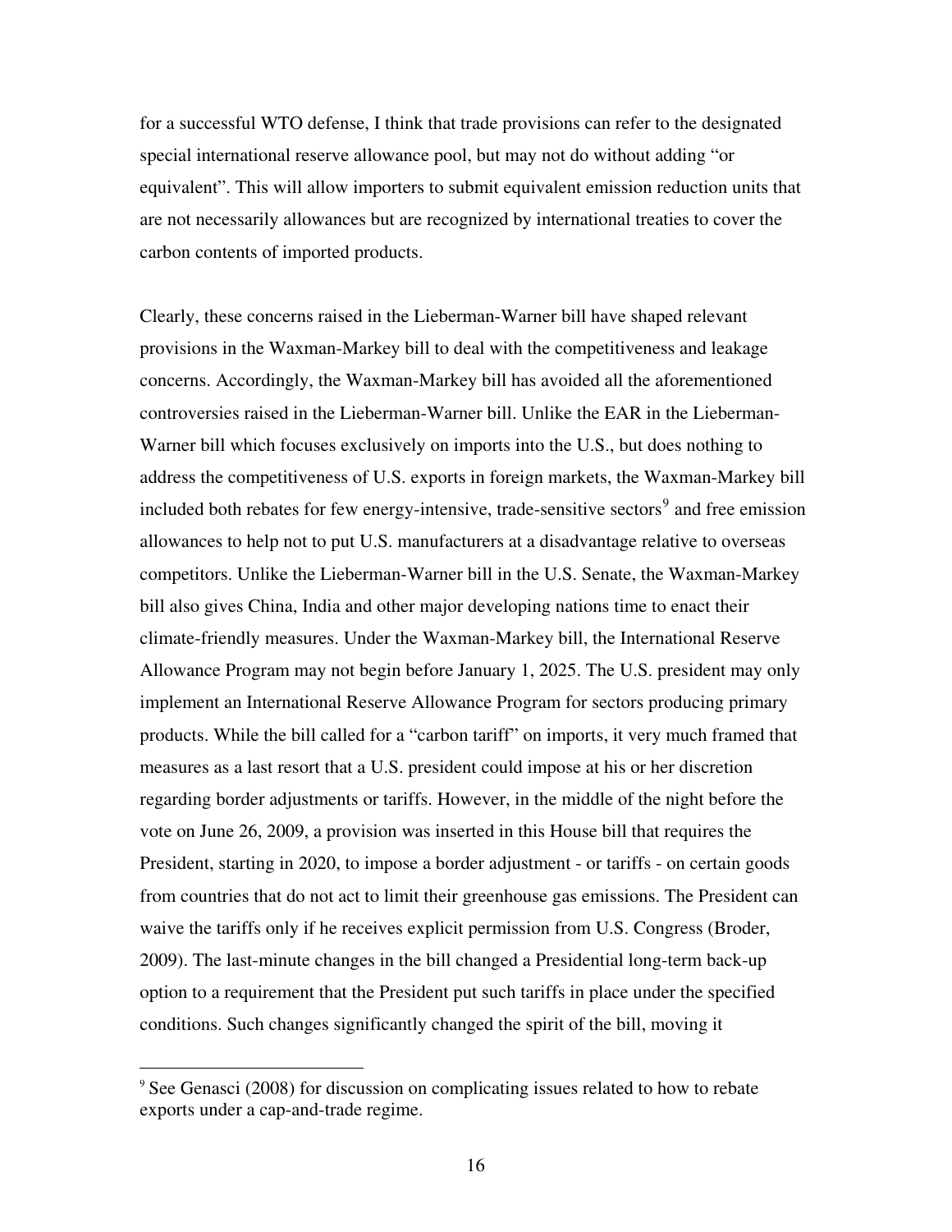for a successful WTO defense, I think that trade provisions can refer to the designated special international reserve allowance pool, but may not do without adding "or equivalent". This will allow importers to submit equivalent emission reduction units that are not necessarily allowances but are recognized by international treaties to cover the carbon contents of imported products.

Clearly, these concerns raised in the Lieberman-Warner bill have shaped relevant provisions in the Waxman-Markey bill to deal with the competitiveness and leakage concerns. Accordingly, the Waxman-Markey bill has avoided all the aforementioned controversies raised in the Lieberman-Warner bill. Unlike the EAR in the Lieberman-Warner bill which focuses exclusively on imports into the U.S., but does nothing to address the competitiveness of U.S. exports in foreign markets, the Waxman-Markey bill included both rebates for few energy-intensive, trade-sensitive sectors[9] and free emission allowances to help not to put U.S. manufacturers at a disadvantage relative to overseas competitors. Unlike the Lieberman-Warner bill in the U.S. Senate, the Waxman-Markey bill also gives China, India and other major developing nations time to enact their climate-friendly measures. Under the Waxman-Markey bill, the International Reserve Allowance Program may not begin before January 1, 2025. The U.S. president may only implement an International Reserve Allowance Program for sectors producing primary products. While the bill called for a "carbon tariff" on imports, it very much framed that measures as a last resort that a U.S. president could impose at his or her discretion regarding border adjustments or tariffs. However, in the middle of the night before the vote on June 26, 2009, a provision was inserted in this House bill that requires the President, starting in 2020, to impose a border adjustment - or tariffs - on certain goods from countries that do not act to limit their greenhouse gas emissions. The President can waive the tariffs only if he receives explicit permission from U.S. Congress (Broder, 2009). The last-minute changes in the bill changed a Presidential long-term back-up option to a requirement that the President put such tariffs in place under the specified conditions. Such changes significantly changed the spirit of the bill, moving it

[9] See Genasci (2008) for discussion on complicating issues related to how to rebate exports under a cap-and-trade regime.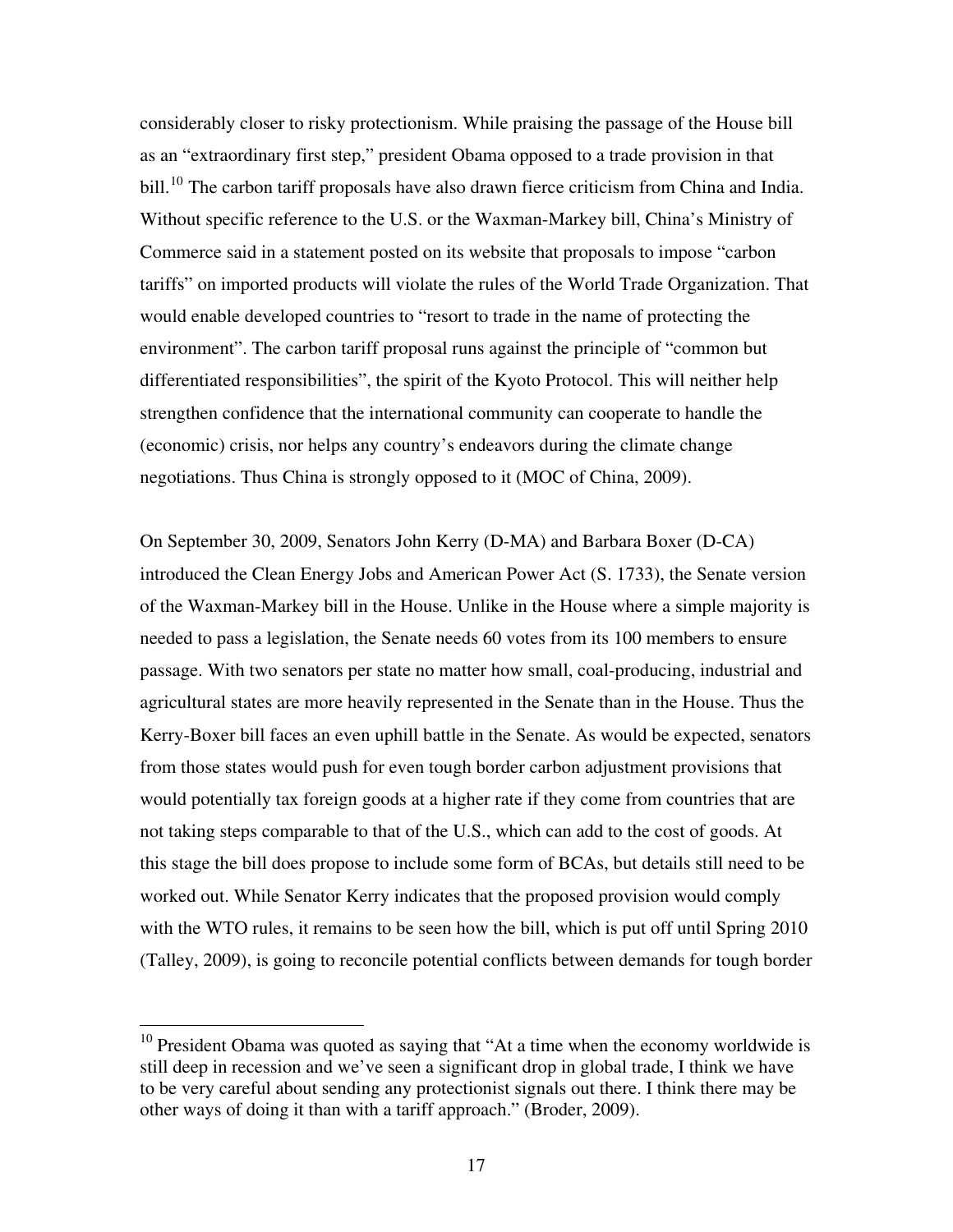considerably closer to risky protectionism. While praising the passage of the House bill as an "extraordinary first step," president Obama opposed to a trade provision in that bill.[10] The carbon tariff proposals have also drawn fierce criticism from China and India. Without specific reference to the U.S. or the Waxman-Markey bill, China's Ministry of Commerce said in a statement posted on its website that proposals to impose "carbon tariffs" on imported products will violate the rules of the World Trade Organization. That would enable developed countries to "resort to trade in the name of protecting the environment". The carbon tariff proposal runs against the principle of "common but differentiated responsibilities", the spirit of the Kyoto Protocol. This will neither help strengthen confidence that the international community can cooperate to handle the (economic) crisis, nor helps any country's endeavors during the climate change negotiations. Thus China is strongly opposed to it (MOC of China, 2009).

On September 30, 2009, Senators John Kerry (D-MA) and Barbara Boxer (D-CA) introduced the Clean Energy Jobs and American Power Act (S. 1733), the Senate version of the Waxman-Markey bill in the House. Unlike in the House where a simple majority is needed to pass a legislation, the Senate needs 60 votes from its 100 members to ensure passage. With two senators per state no matter how small, coal-producing, industrial and agricultural states are more heavily represented in the Senate than in the House. Thus the Kerry-Boxer bill faces an even uphill battle in the Senate. As would be expected, senators from those states would push for even tough border carbon adjustment provisions that would potentially tax foreign goods at a higher rate if they come from countries that are not taking steps comparable to that of the U.S., which can add to the cost of goods. At this stage the bill does propose to include some form of BCAs, but details still need to be worked out. While Senator Kerry indicates that the proposed provision would comply with the WTO rules, it remains to be seen how the bill, which is put off until Spring 2010 (Talley, 2009), is going to reconcile potential conflicts between demands for tough border

[10] President Obama was quoted as saying that "At a time when the economy worldwide is still deep in recession and we've seen a significant drop in global trade, I think we have to be very careful about sending any protectionist signals out there. I think there may be other ways of doing it than with a tariff approach." (Broder, 2009).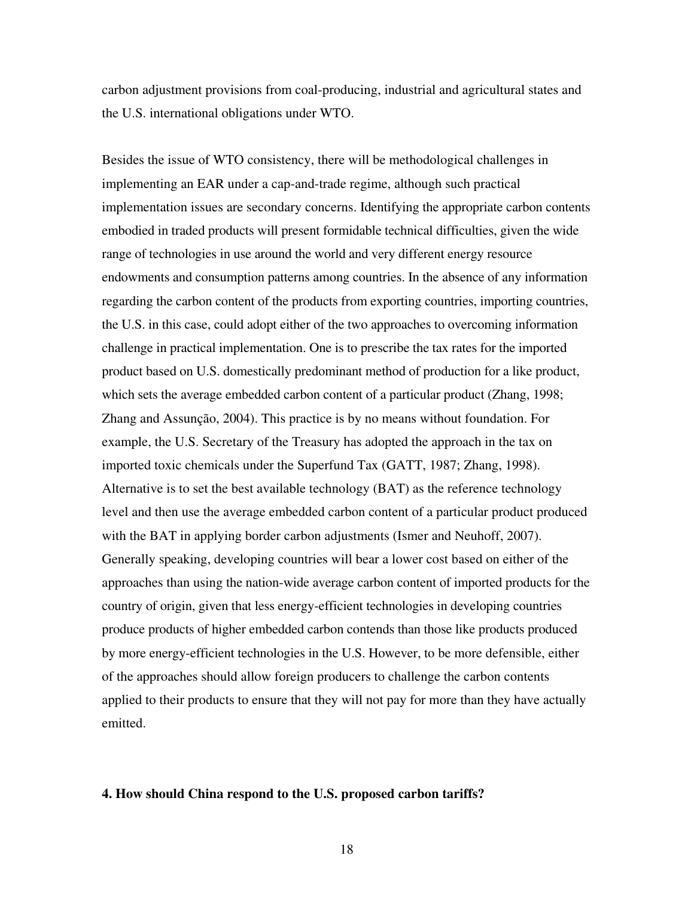carbon adjustment provisions from coal-producing, industrial and agricultural states and the U.S. international obligations under WTO.

Besides the issue of WTO consistency, there will be methodological challenges in implementing an EAR under a cap-and-trade regime, although such practical implementation issues are secondary concerns. Identifying the appropriate carbon contents embodied in traded products will present formidable technical difficulties, given the wide range of technologies in use around the world and very different energy resource endowments and consumption patterns among countries. In the absence of any information regarding the carbon content of the products from exporting countries, importing countries, the U.S. in this case, could adopt either of the two approaches to overcoming information challenge in practical implementation. One is to prescribe the tax rates for the imported product based on U.S. domestically predominant method of production for a like product, which sets the average embedded carbon content of a particular product (Zhang, 1998; Zhang and Assunção, 2004). This practice is by no means without foundation. For example, the U.S. Secretary of the Treasury has adopted the approach in the tax on imported toxic chemicals under the Superfund Tax (GATT, 1987; Zhang, 1998). Alternative is to set the best available technology (BAT) as the reference technology level and then use the average embedded carbon content of a particular product produced with the BAT in applying border carbon adjustments (Ismer and Neuhoff, 2007). Generally speaking, developing countries will bear a lower cost based on either of the approaches than using the nation-wide average carbon content of imported products for the country of origin, given that less energy-efficient technologies in developing countries produce products of higher embedded carbon contends than those like products produced by more energy-efficient technologies in the U.S. However, to be more defensible, either of the approaches should allow foreign producers to challenge the carbon contents applied to their products to ensure that they will not pay for more than they have actually emitted.

## 4. How should China respond to the U.S. proposed carbon tariffs?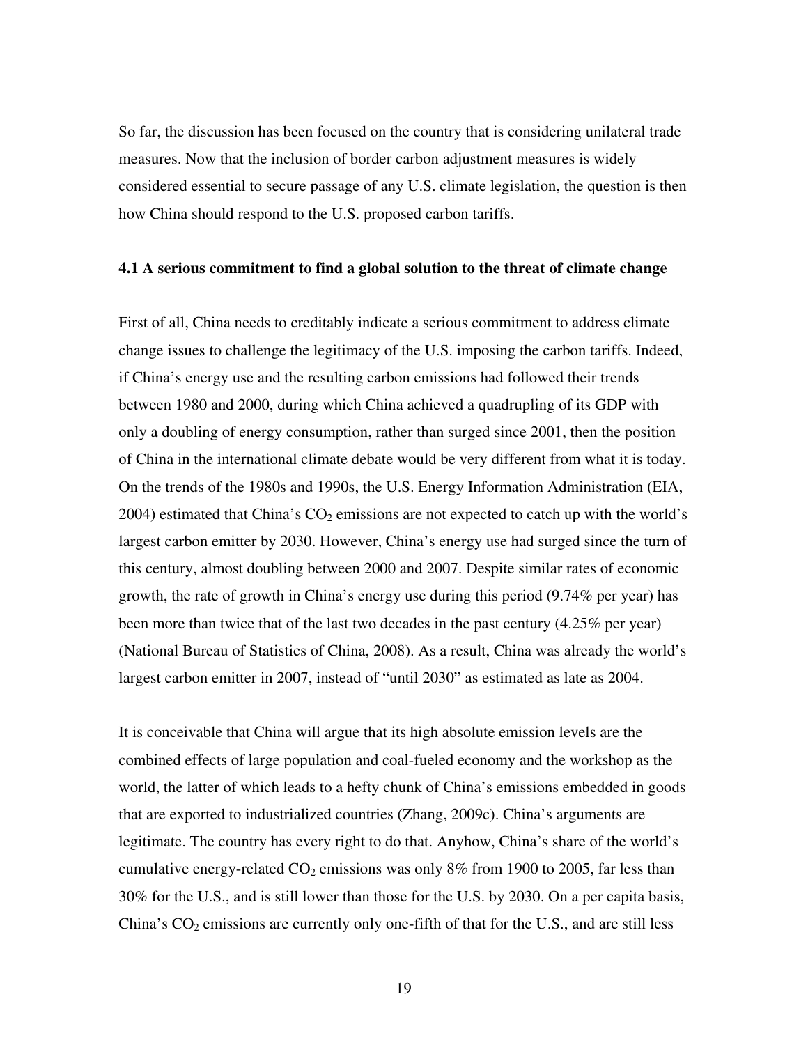So far, the discussion has been focused on the country that is considering unilateral trade measures. Now that the inclusion of border carbon adjustment measures is widely considered essential to secure passage of any U.S. climate legislation, the question is then how China should respond to the U.S. proposed carbon tariffs.

### 4.1 A serious commitment to find a global solution to the threat of climate change

First of all, China needs to creditably indicate a serious commitment to address climate change issues to challenge the legitimacy of the U.S. imposing the carbon tariffs. Indeed, if China's energy use and the resulting carbon emissions had followed their trends between 1980 and 2000, during which China achieved a quadrupling of its GDP with only a doubling of energy consumption, rather than surged since 2001, then the position of China in the international climate debate would be very different from what it is today. On the trends of the 1980s and 1990s, the U.S. Energy Information Administration (EIA, 2004) estimated that China's $CO_2$ emissions are not expected to catch up with the world's largest carbon emitter by 2030. However, China's energy use had surged since the turn of this century, almost doubling between 2000 and 2007. Despite similar rates of economic growth, the rate of growth in China's energy use during this period (9.74% per year) has been more than twice that of the last two decades in the past century (4.25% per year) (National Bureau of Statistics of China, 2008). As a result, China was already the world's largest carbon emitter in 2007, instead of "until 2030" as estimated as late as 2004.

It is conceivable that China will argue that its high absolute emission levels are the combined effects of large population and coal-fueled economy and the workshop as the world, the latter of which leads to a hefty chunk of China's emissions embedded in goods that are exported to industrialized countries (Zhang, 2009c). China's arguments are legitimate. The country has every right to do that. Anyhow, China's share of the world's cumulative energy-related $CO_2$ emissions was only 8% from 1900 to 2005, far less than 30% for the U.S., and is still lower than those for the U.S. by 2030. On a per capita basis, China's $CO_2$ emissions are currently only one-fifth of that for the U.S., and are still less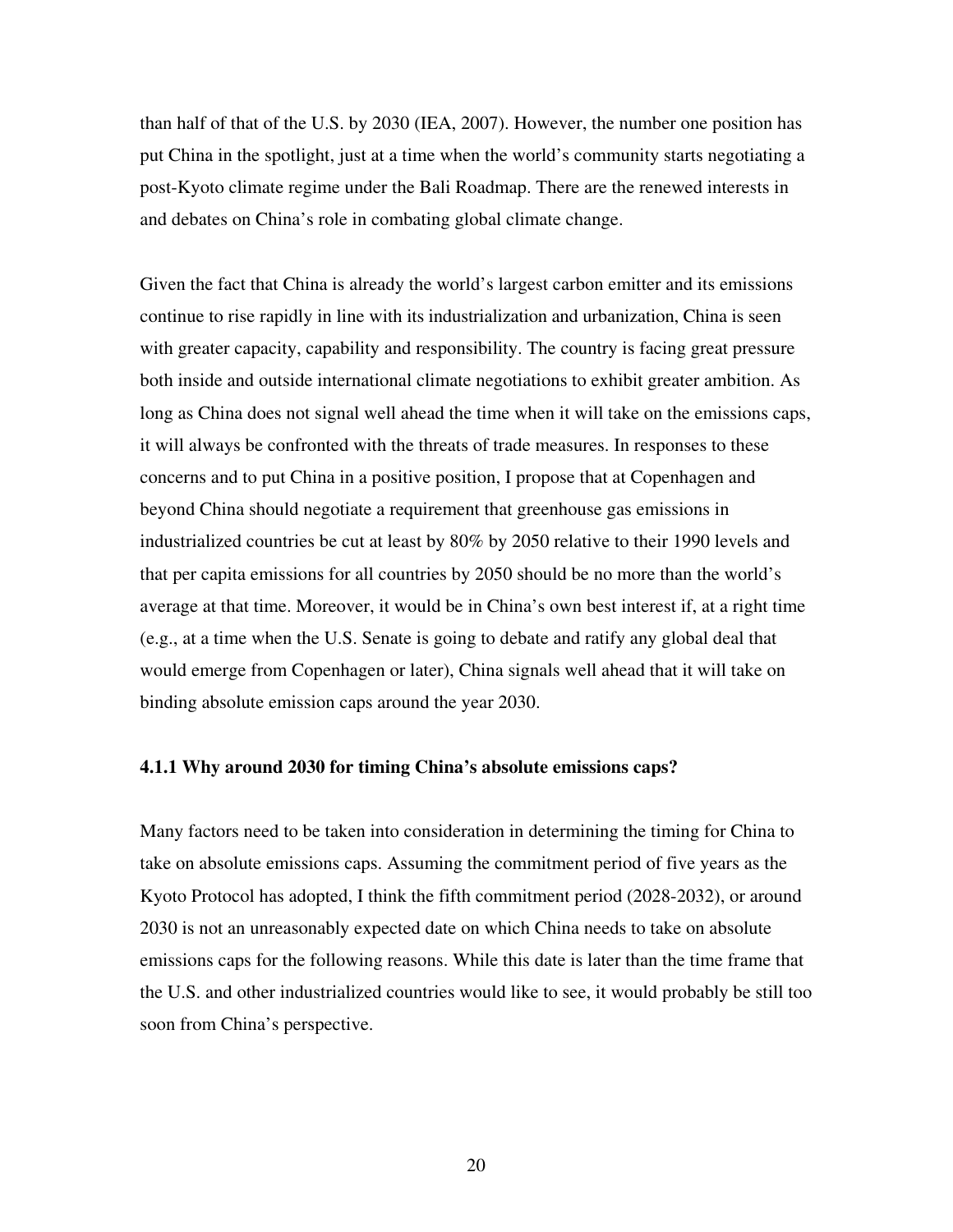than half of that of the U.S. by 2030 (IEA, 2007). However, the number one position has put China in the spotlight, just at a time when the world's community starts negotiating a post-Kyoto climate regime under the Bali Roadmap. There are the renewed interests in and debates on China's role in combating global climate change.

Given the fact that China is already the world's largest carbon emitter and its emissions continue to rise rapidly in line with its industrialization and urbanization, China is seen with greater capacity, capability and responsibility. The country is facing great pressure both inside and outside international climate negotiations to exhibit greater ambition. As long as China does not signal well ahead the time when it will take on the emissions caps, it will always be confronted with the threats of trade measures. In responses to these concerns and to put China in a positive position, I propose that at Copenhagen and beyond China should negotiate a requirement that greenhouse gas emissions in industrialized countries be cut at least by 80% by 2050 relative to their 1990 levels and that per capita emissions for all countries by 2050 should be no more than the world's average at that time. Moreover, it would be in China's own best interest if, at a right time (e.g., at a time when the U.S. Senate is going to debate and ratify any global deal that would emerge from Copenhagen or later), China signals well ahead that it will take on binding absolute emission caps around the year 2030.

#### 4.1.1 Why around 2030 for timing China's absolute emissions caps?

Many factors need to be taken into consideration in determining the timing for China to take on absolute emissions caps. Assuming the commitment period of five years as the Kyoto Protocol has adopted, I think the fifth commitment period (2028-2032), or around 2030 is not an unreasonably expected date on which China needs to take on absolute emissions caps for the following reasons. While this date is later than the time frame that the U.S. and other industrialized countries would like to see, it would probably be still too soon from China's perspective.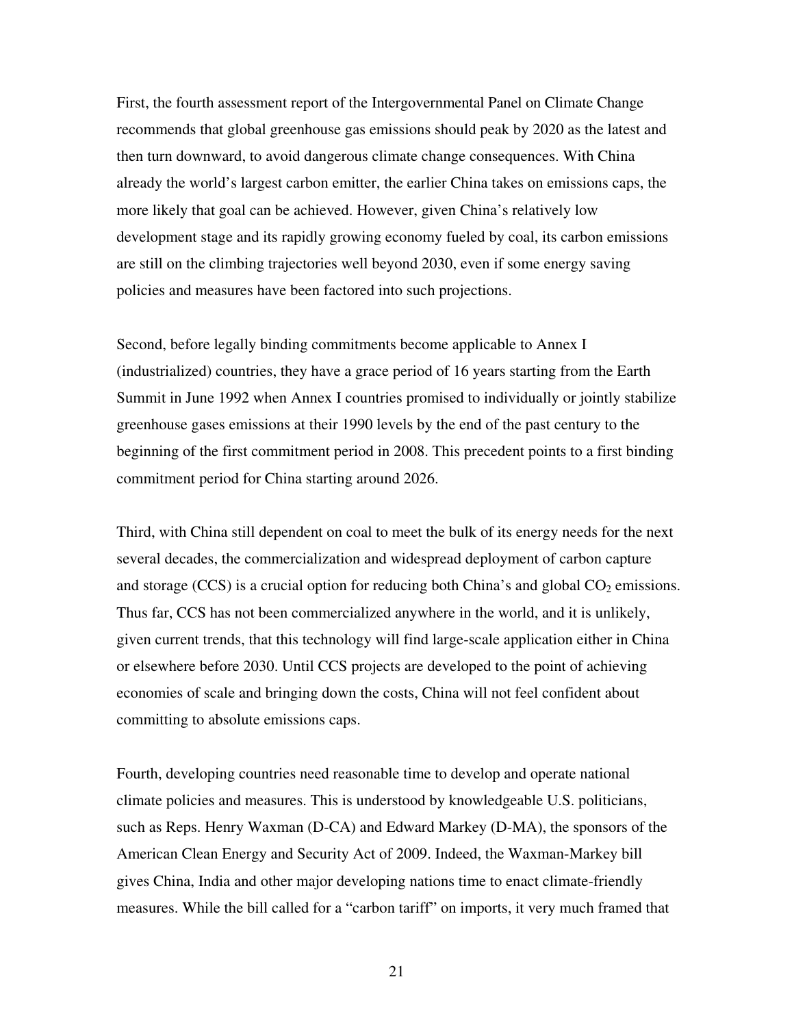First, the fourth assessment report of the Intergovernmental Panel on Climate Change recommends that global greenhouse gas emissions should peak by 2020 as the latest and then turn downward, to avoid dangerous climate change consequences. With China already the world's largest carbon emitter, the earlier China takes on emissions caps, the more likely that goal can be achieved. However, given China's relatively low development stage and its rapidly growing economy fueled by coal, its carbon emissions are still on the climbing trajectories well beyond 2030, even if some energy saving policies and measures have been factored into such projections.

Second, before legally binding commitments become applicable to Annex I (industrialized) countries, they have a grace period of 16 years starting from the Earth Summit in June 1992 when Annex I countries promised to individually or jointly stabilize greenhouse gases emissions at their 1990 levels by the end of the past century to the beginning of the first commitment period in 2008. This precedent points to a first binding commitment period for China starting around 2026.

Third, with China still dependent on coal to meet the bulk of its energy needs for the next several decades, the commercialization and widespread deployment of carbon capture and storage (CCS) is a crucial option for reducing both China's and global $CO_2$ emissions. Thus far, CCS has not been commercialized anywhere in the world, and it is unlikely, given current trends, that this technology will find large-scale application either in China or elsewhere before 2030. Until CCS projects are developed to the point of achieving economies of scale and bringing down the costs, China will not feel confident about committing to absolute emissions caps.

Fourth, developing countries need reasonable time to develop and operate national climate policies and measures. This is understood by knowledgeable U.S. politicians, such as Reps. Henry Waxman (D-CA) and Edward Markey (D-MA), the sponsors of the American Clean Energy and Security Act of 2009. Indeed, the Waxman-Markey bill gives China, India and other major developing nations time to enact climate-friendly measures. While the bill called for a "carbon tariff" on imports, it very much framed that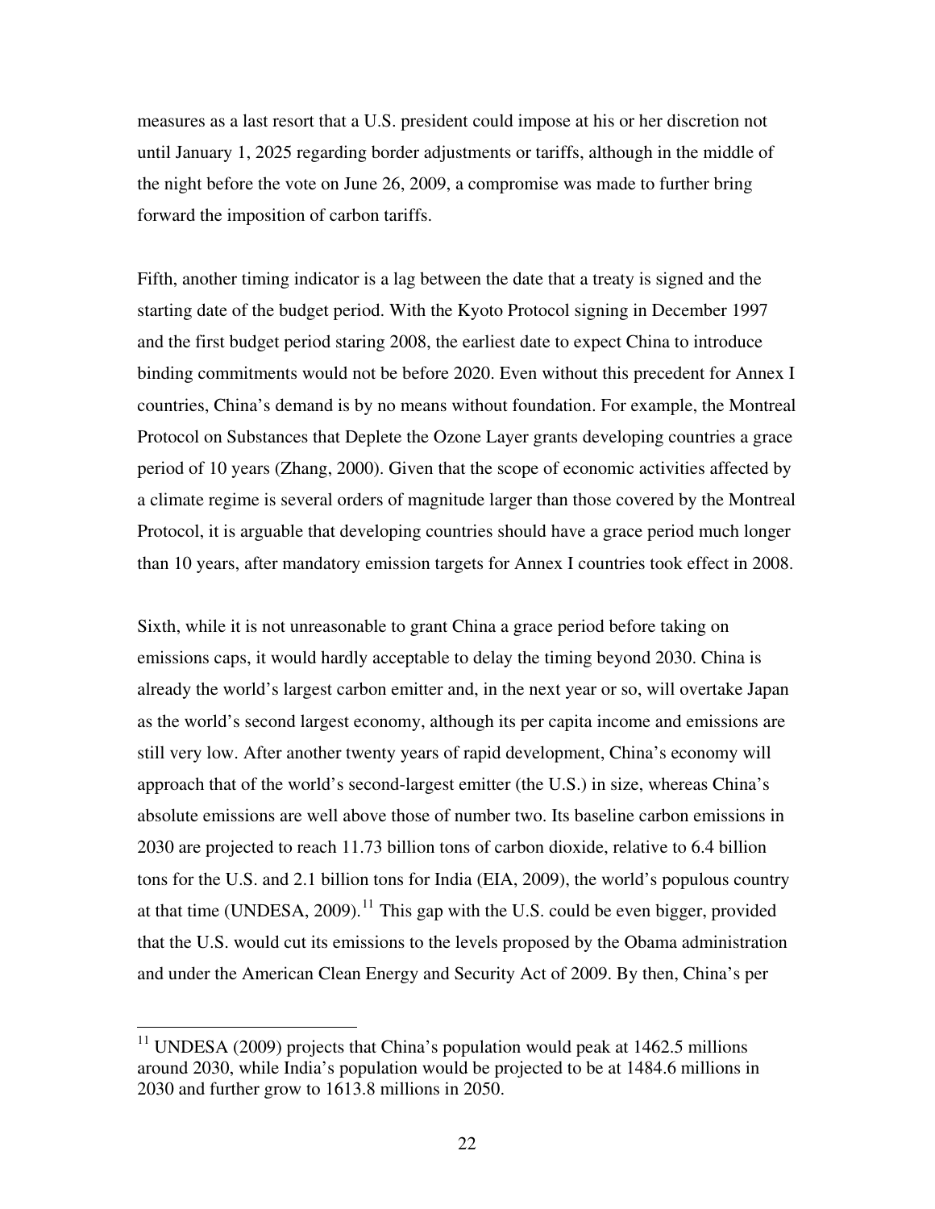measures as a last resort that a U.S. president could impose at his or her discretion not until January 1, 2025 regarding border adjustments or tariffs, although in the middle of the night before the vote on June 26, 2009, a compromise was made to further bring forward the imposition of carbon tariffs.

Fifth, another timing indicator is a lag between the date that a treaty is signed and the starting date of the budget period. With the Kyoto Protocol signing in December 1997 and the first budget period staring 2008, the earliest date to expect China to introduce binding commitments would not be before 2020. Even without this precedent for Annex I countries, China's demand is by no means without foundation. For example, the Montreal Protocol on Substances that Deplete the Ozone Layer grants developing countries a grace period of 10 years (Zhang, 2000). Given that the scope of economic activities affected by a climate regime is several orders of magnitude larger than those covered by the Montreal Protocol, it is arguable that developing countries should have a grace period much longer than 10 years, after mandatory emission targets for Annex I countries took effect in 2008.

Sixth, while it is not unreasonable to grant China a grace period before taking on emissions caps, it would hardly acceptable to delay the timing beyond 2030. China is already the world's largest carbon emitter and, in the next year or so, will overtake Japan as the world's second largest economy, although its per capita income and emissions are still very low. After another twenty years of rapid development, China's economy will approach that of the world's second-largest emitter (the U.S.) in size, whereas China's absolute emissions are well above those of number two. Its baseline carbon emissions in 2030 are projected to reach 11.73 billion tons of carbon dioxide, relative to 6.4 billion tons for the U.S. and 2.1 billion tons for India (EIA, 2009), the world's populous country at that time (UNDESA, 2009).[11] This gap with the U.S. could be even bigger, provided that the U.S. would cut its emissions to the levels proposed by the Obama administration and under the American Clean Energy and Security Act of 2009. By then, China's per

---

[11] UNDESA (2009) projects that China's population would peak at 1462.5 millions around 2030, while India's population would be projected to be at 1484.6 millions in 2030 and further grow to 1613.8 millions in 2050.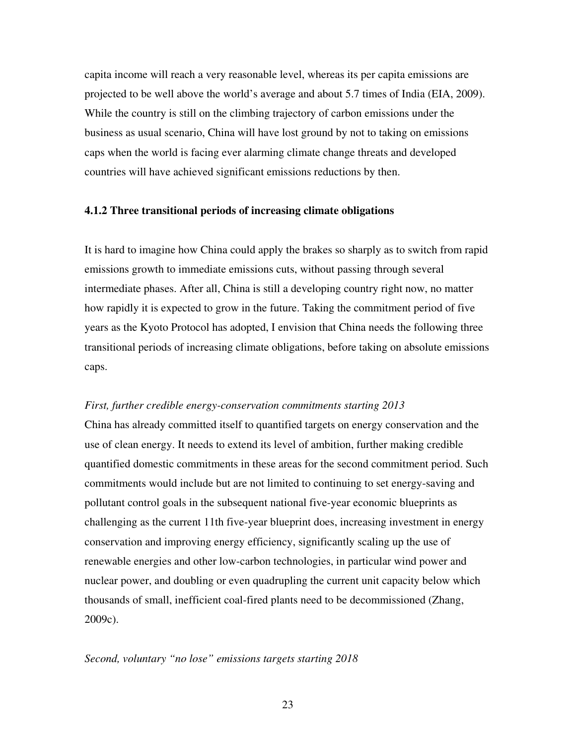capita income will reach a very reasonable level, whereas its per capita emissions are projected to be well above the world's average and about 5.7 times of India (EIA, 2009). While the country is still on the climbing trajectory of carbon emissions under the business as usual scenario, China will have lost ground by not to taking on emissions caps when the world is facing ever alarming climate change threats and developed countries will have achieved significant emissions reductions by then.

### 4.1.2 Three transitional periods of increasing climate obligations

It is hard to imagine how China could apply the brakes so sharply as to switch from rapid emissions growth to immediate emissions cuts, without passing through several intermediate phases. After all, China is still a developing country right now, no matter how rapidly it is expected to grow in the future. Taking the commitment period of five years as the Kyoto Protocol has adopted, I envision that China needs the following three transitional periods of increasing climate obligations, before taking on absolute emissions caps.

*First, further credible energy-conservation commitments starting 2013*

China has already committed itself to quantified targets on energy conservation and the use of clean energy. It needs to extend its level of ambition, further making credible quantified domestic commitments in these areas for the second commitment period. Such commitments would include but are not limited to continuing to set energy-saving and pollutant control goals in the subsequent national five-year economic blueprints as challenging as the current 11th five-year blueprint does, increasing investment in energy conservation and improving energy efficiency, significantly scaling up the use of renewable energies and other low-carbon technologies, in particular wind power and nuclear power, and doubling or even quadrupling the current unit capacity below which thousands of small, inefficient coal-fired plants need to be decommissioned (Zhang, 2009c).

*Second, voluntary "no lose" emissions targets starting 2018*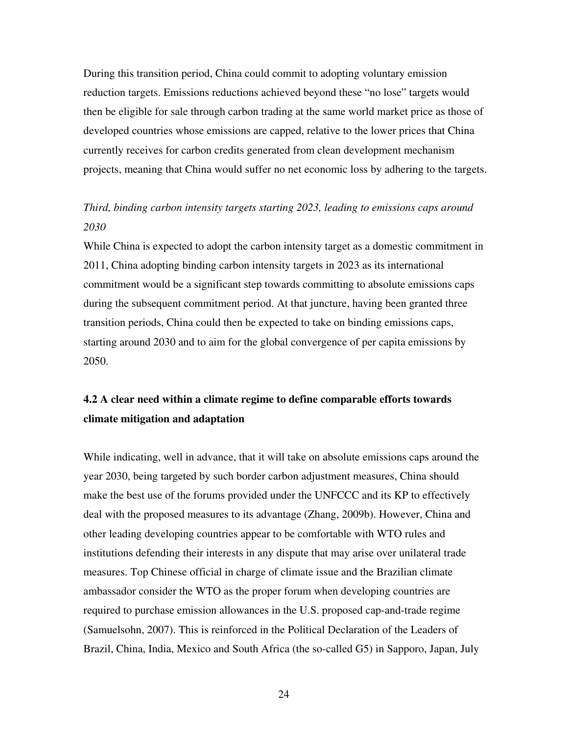During this transition period, China could commit to adopting voluntary emission reduction targets. Emissions reductions achieved beyond these "no lose" targets would then be eligible for sale through carbon trading at the same world market price as those of developed countries whose emissions are capped, relative to the lower prices that China currently receives for carbon credits generated from clean development mechanism projects, meaning that China would suffer no net economic loss by adhering to the targets.

*Third, binding carbon intensity targets starting 2023, leading to emissions caps around 2030*

While China is expected to adopt the carbon intensity target as a domestic commitment in 2011, China adopting binding carbon intensity targets in 2023 as its international commitment would be a significant step towards committing to absolute emissions caps during the subsequent commitment period. At that juncture, having been granted three transition periods, China could then be expected to take on binding emissions caps, starting around 2030 and to aim for the global convergence of per capita emissions by 2050.

### 4.2 A clear need within a climate regime to define comparable efforts towards climate mitigation and adaptation

While indicating, well in advance, that it will take on absolute emissions caps around the year 2030, being targeted by such border carbon adjustment measures, China should make the best use of the forums provided under the UNFCCC and its KP to effectively deal with the proposed measures to its advantage (Zhang, 2009b). However, China and other leading developing countries appear to be comfortable with WTO rules and institutions defending their interests in any dispute that may arise over unilateral trade measures. Top Chinese official in charge of climate issue and the Brazilian climate ambassador consider the WTO as the proper forum when developing countries are required to purchase emission allowances in the U.S. proposed cap-and-trade regime (Samuelsohn, 2007). This is reinforced in the Political Declaration of the Leaders of Brazil, China, India, Mexico and South Africa (the so-called G5) in Sapporo, Japan, July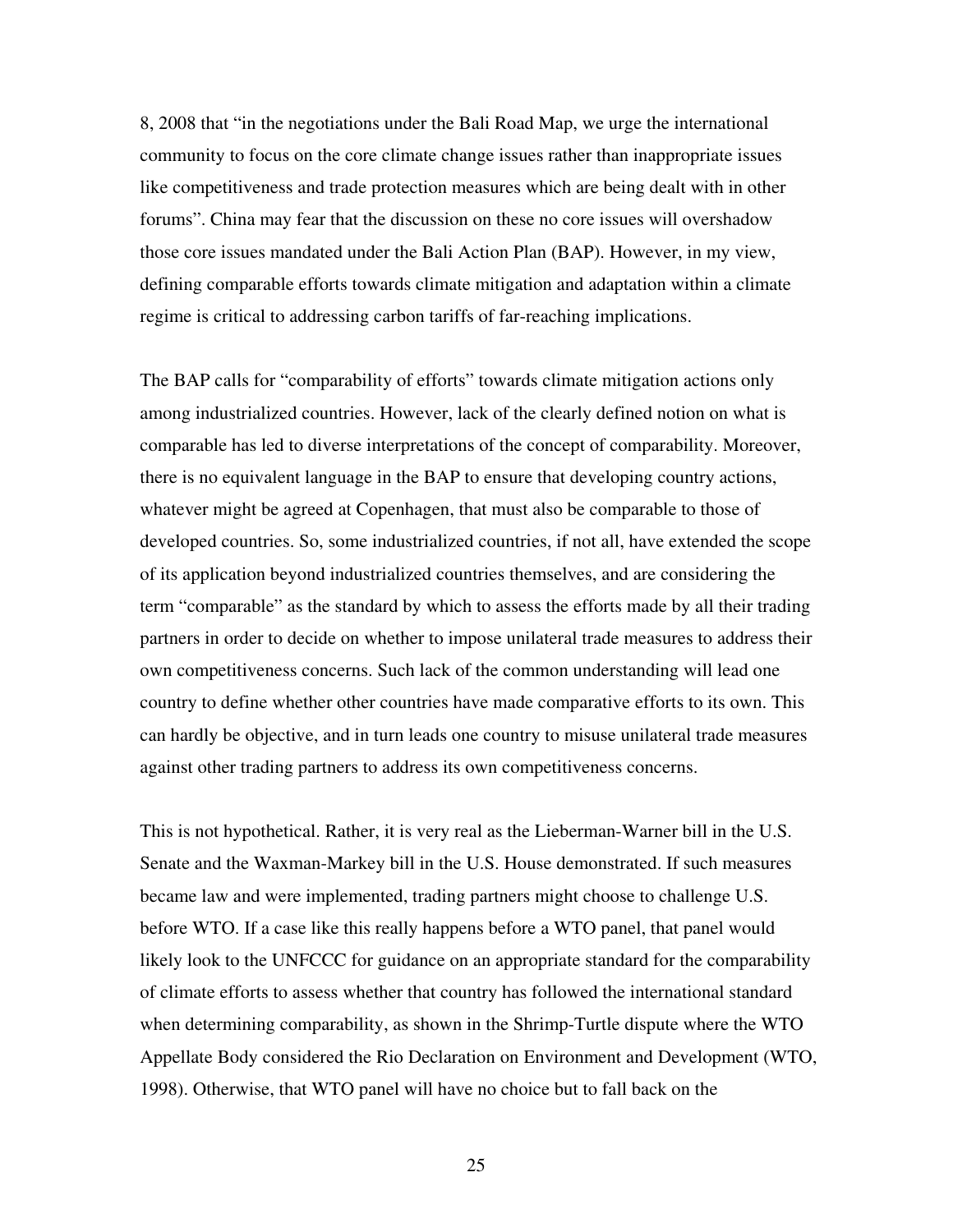8, 2008 that "in the negotiations under the Bali Road Map, we urge the international community to focus on the core climate change issues rather than inappropriate issues like competitiveness and trade protection measures which are being dealt with in other forums". China may fear that the discussion on these no core issues will overshadow those core issues mandated under the Bali Action Plan (BAP). However, in my view, defining comparable efforts towards climate mitigation and adaptation within a climate regime is critical to addressing carbon tariffs of far-reaching implications.

The BAP calls for "comparability of efforts" towards climate mitigation actions only among industrialized countries. However, lack of the clearly defined notion on what is comparable has led to diverse interpretations of the concept of comparability. Moreover, there is no equivalent language in the BAP to ensure that developing country actions, whatever might be agreed at Copenhagen, that must also be comparable to those of developed countries. So, some industrialized countries, if not all, have extended the scope of its application beyond industrialized countries themselves, and are considering the term "comparable" as the standard by which to assess the efforts made by all their trading partners in order to decide on whether to impose unilateral trade measures to address their own competitiveness concerns. Such lack of the common understanding will lead one country to define whether other countries have made comparative efforts to its own. This can hardly be objective, and in turn leads one country to misuse unilateral trade measures against other trading partners to address its own competitiveness concerns.

This is not hypothetical. Rather, it is very real as the Lieberman-Warner bill in the U.S. Senate and the Waxman-Markey bill in the U.S. House demonstrated. If such measures became law and were implemented, trading partners might choose to challenge U.S. before WTO. If a case like this really happens before a WTO panel, that panel would likely look to the UNFCCC for guidance on an appropriate standard for the comparability of climate efforts to assess whether that country has followed the international standard when determining comparability, as shown in the Shrimp-Turtle dispute where the WTO Appellate Body considered the Rio Declaration on Environment and Development (WTO, 1998). Otherwise, that WTO panel will have no choice but to fall back on the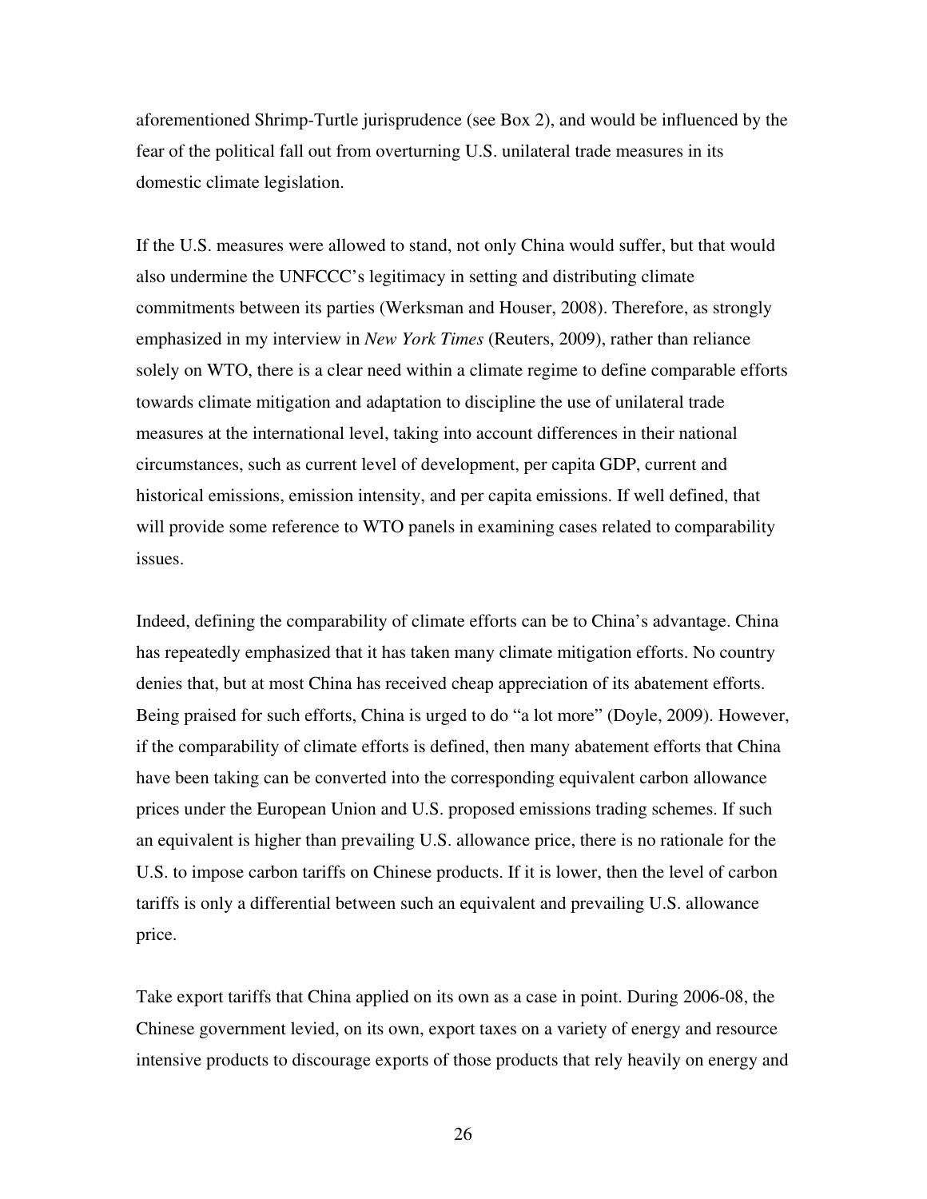aforementioned Shrimp-Turtle jurisprudence (see Box 2), and would be influenced by the fear of the political fall out from overturning U.S. unilateral trade measures in its domestic climate legislation.

If the U.S. measures were allowed to stand, not only China would suffer, but that would also undermine the UNFCCC's legitimacy in setting and distributing climate commitments between its parties (Werksman and Houser, 2008). Therefore, as strongly emphasized in my interview in *New York Times* (Reuters, 2009), rather than reliance solely on WTO, there is a clear need within a climate regime to define comparable efforts towards climate mitigation and adaptation to discipline the use of unilateral trade measures at the international level, taking into account differences in their national circumstances, such as current level of development, per capita GDP, current and historical emissions, emission intensity, and per capita emissions. If well defined, that will provide some reference to WTO panels in examining cases related to comparability issues.

Indeed, defining the comparability of climate efforts can be to China's advantage. China has repeatedly emphasized that it has taken many climate mitigation efforts. No country denies that, but at most China has received cheap appreciation of its abatement efforts. Being praised for such efforts, China is urged to do "a lot more" (Doyle, 2009). However, if the comparability of climate efforts is defined, then many abatement efforts that China have been taking can be converted into the corresponding equivalent carbon allowance prices under the European Union and U.S. proposed emissions trading schemes. If such an equivalent is higher than prevailing U.S. allowance price, there is no rationale for the U.S. to impose carbon tariffs on Chinese products. If it is lower, then the level of carbon tariffs is only a differential between such an equivalent and prevailing U.S. allowance price.

Take export tariffs that China applied on its own as a case in point. During 2006-08, the Chinese government levied, on its own, export taxes on a variety of energy and resource intensive products to discourage exports of those products that rely heavily on energy and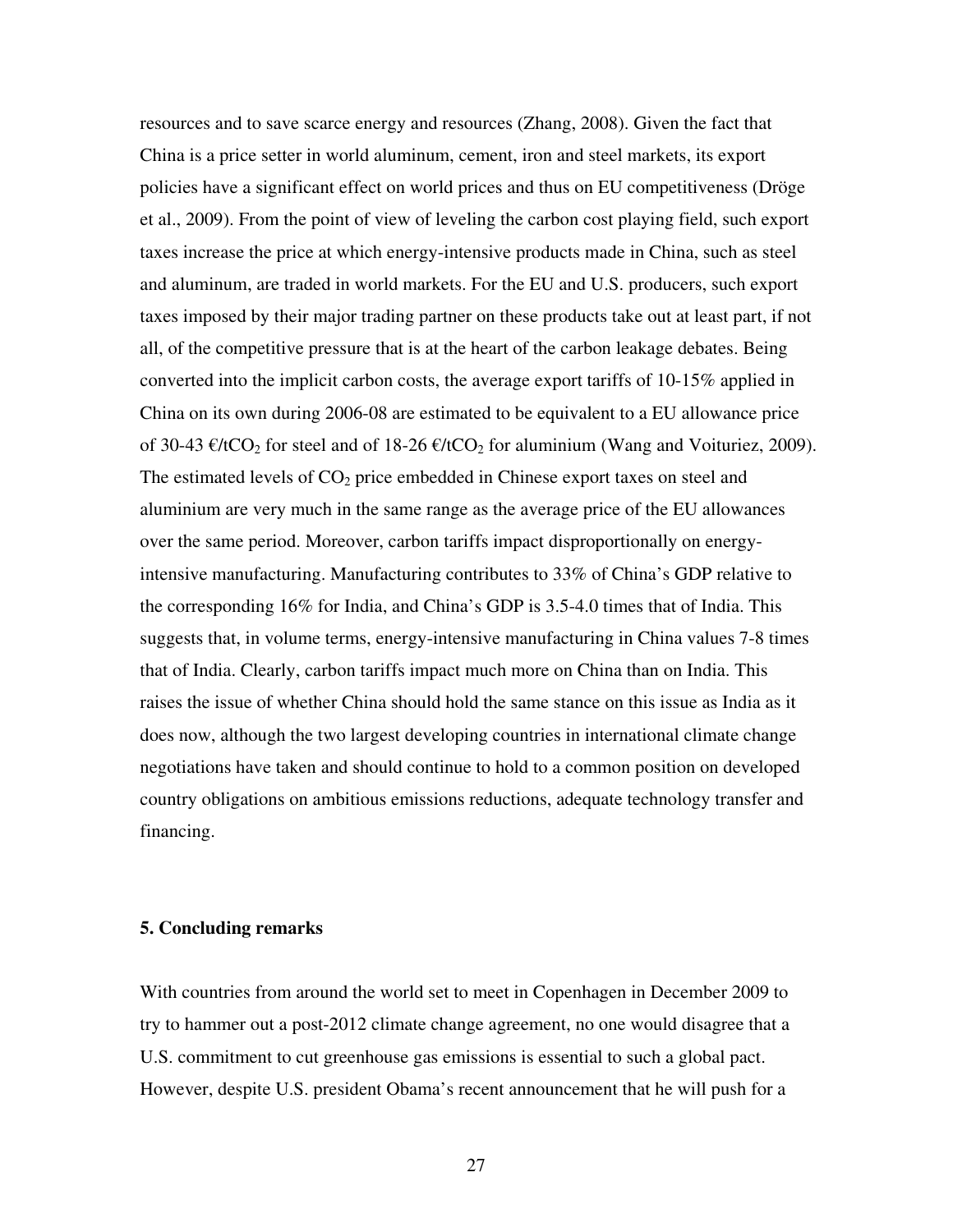resources and to save scarce energy and resources (Zhang, 2008). Given the fact that China is a price setter in world aluminum, cement, iron and steel markets, its export policies have a significant effect on world prices and thus on EU competitiveness (Dröge et al., 2009). From the point of view of leveling the carbon cost playing field, such export taxes increase the price at which energy-intensive products made in China, such as steel and aluminum, are traded in world markets. For the EU and U.S. producers, such export taxes imposed by their major trading partner on these products take out at least part, if not all, of the competitive pressure that is at the heart of the carbon leakage debates. Being converted into the implicit carbon costs, the average export tariffs of 10-15% applied in China on its own during 2006-08 are estimated to be equivalent to a EU allowance price of 30-43 €/t$CO_2$ for steel and of 18-26 €/t$CO_2$ for aluminium (Wang and Voituriez, 2009). The estimated levels of $CO_2$ price embedded in Chinese export taxes on steel and aluminium are very much in the same range as the average price of the EU allowances over the same period. Moreover, carbon tariffs impact disproportionally on energy-intensive manufacturing. Manufacturing contributes to 33% of China's GDP relative to the corresponding 16% for India, and China's GDP is 3.5-4.0 times that of India. This suggests that, in volume terms, energy-intensive manufacturing in China values 7-8 times that of India. Clearly, carbon tariffs impact much more on China than on India. This raises the issue of whether China should hold the same stance on this issue as India as it does now, although the two largest developing countries in international climate change negotiations have taken and should continue to hold to a common position on developed country obligations on ambitious emissions reductions, adequate technology transfer and financing.

## 5. Concluding remarks

With countries from around the world set to meet in Copenhagen in December 2009 to try to hammer out a post-2012 climate change agreement, no one would disagree that a U.S. commitment to cut greenhouse gas emissions is essential to such a global pact. However, despite U.S. president Obama's recent announcement that he will push for a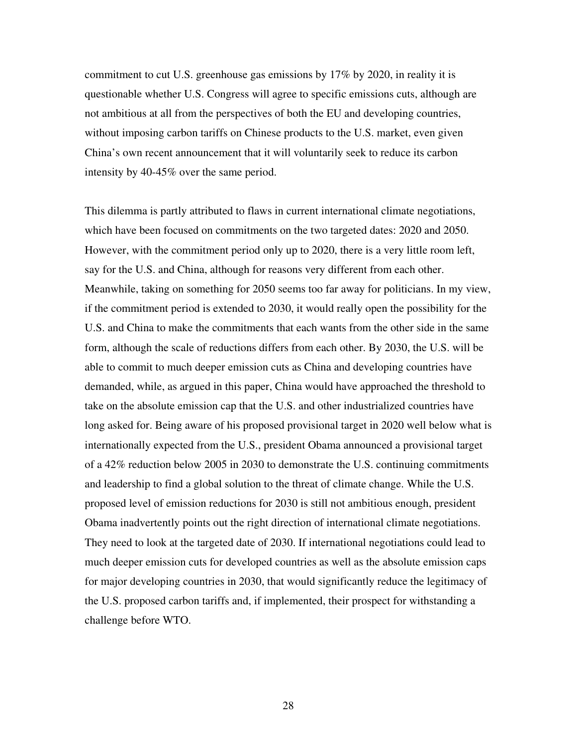commitment to cut U.S. greenhouse gas emissions by 17% by 2020, in reality it is questionable whether U.S. Congress will agree to specific emissions cuts, although are not ambitious at all from the perspectives of both the EU and developing countries, without imposing carbon tariffs on Chinese products to the U.S. market, even given China's own recent announcement that it will voluntarily seek to reduce its carbon intensity by 40-45% over the same period.

This dilemma is partly attributed to flaws in current international climate negotiations, which have been focused on commitments on the two targeted dates: 2020 and 2050. However, with the commitment period only up to 2020, there is a very little room left, say for the U.S. and China, although for reasons very different from each other. Meanwhile, taking on something for 2050 seems too far away for politicians. In my view, if the commitment period is extended to 2030, it would really open the possibility for the U.S. and China to make the commitments that each wants from the other side in the same form, although the scale of reductions differs from each other. By 2030, the U.S. will be able to commit to much deeper emission cuts as China and developing countries have demanded, while, as argued in this paper, China would have approached the threshold to take on the absolute emission cap that the U.S. and other industrialized countries have long asked for. Being aware of his proposed provisional target in 2020 well below what is internationally expected from the U.S., president Obama announced a provisional target of a 42% reduction below 2005 in 2030 to demonstrate the U.S. continuing commitments and leadership to find a global solution to the threat of climate change. While the U.S. proposed level of emission reductions for 2030 is still not ambitious enough, president Obama inadvertently points out the right direction of international climate negotiations. They need to look at the targeted date of 2030. If international negotiations could lead to much deeper emission cuts for developed countries as well as the absolute emission caps for major developing countries in 2030, that would significantly reduce the legitimacy of the U.S. proposed carbon tariffs and, if implemented, their prospect for withstanding a challenge before WTO.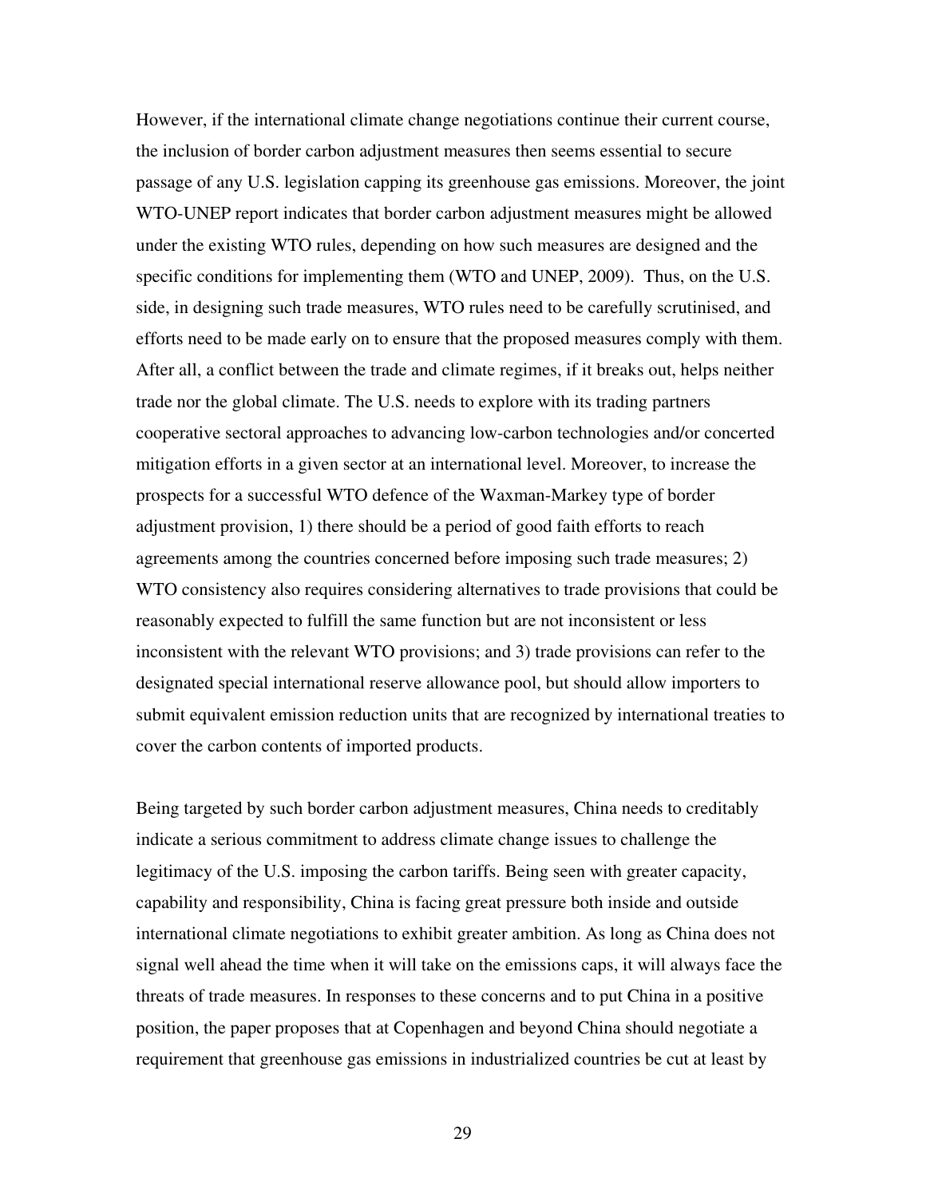However, if the international climate change negotiations continue their current course, the inclusion of border carbon adjustment measures then seems essential to secure passage of any U.S. legislation capping its greenhouse gas emissions. Moreover, the joint WTO-UNEP report indicates that border carbon adjustment measures might be allowed under the existing WTO rules, depending on how such measures are designed and the specific conditions for implementing them (WTO and UNEP, 2009). Thus, on the U.S. side, in designing such trade measures, WTO rules need to be carefully scrutinised, and efforts need to be made early on to ensure that the proposed measures comply with them. After all, a conflict between the trade and climate regimes, if it breaks out, helps neither trade nor the global climate. The U.S. needs to explore with its trading partners cooperative sectoral approaches to advancing low-carbon technologies and/or concerted mitigation efforts in a given sector at an international level. Moreover, to increase the prospects for a successful WTO defence of the Waxman-Markey type of border adjustment provision, 1) there should be a period of good faith efforts to reach agreements among the countries concerned before imposing such trade measures; 2) WTO consistency also requires considering alternatives to trade provisions that could be reasonably expected to fulfill the same function but are not inconsistent or less inconsistent with the relevant WTO provisions; and 3) trade provisions can refer to the designated special international reserve allowance pool, but should allow importers to submit equivalent emission reduction units that are recognized by international treaties to cover the carbon contents of imported products.

Being targeted by such border carbon adjustment measures, China needs to creditably indicate a serious commitment to address climate change issues to challenge the legitimacy of the U.S. imposing the carbon tariffs. Being seen with greater capacity, capability and responsibility, China is facing great pressure both inside and outside international climate negotiations to exhibit greater ambition. As long as China does not signal well ahead the time when it will take on the emissions caps, it will always face the threats of trade measures. In responses to these concerns and to put China in a positive position, the paper proposes that at Copenhagen and beyond China should negotiate a requirement that greenhouse gas emissions in industrialized countries be cut at least by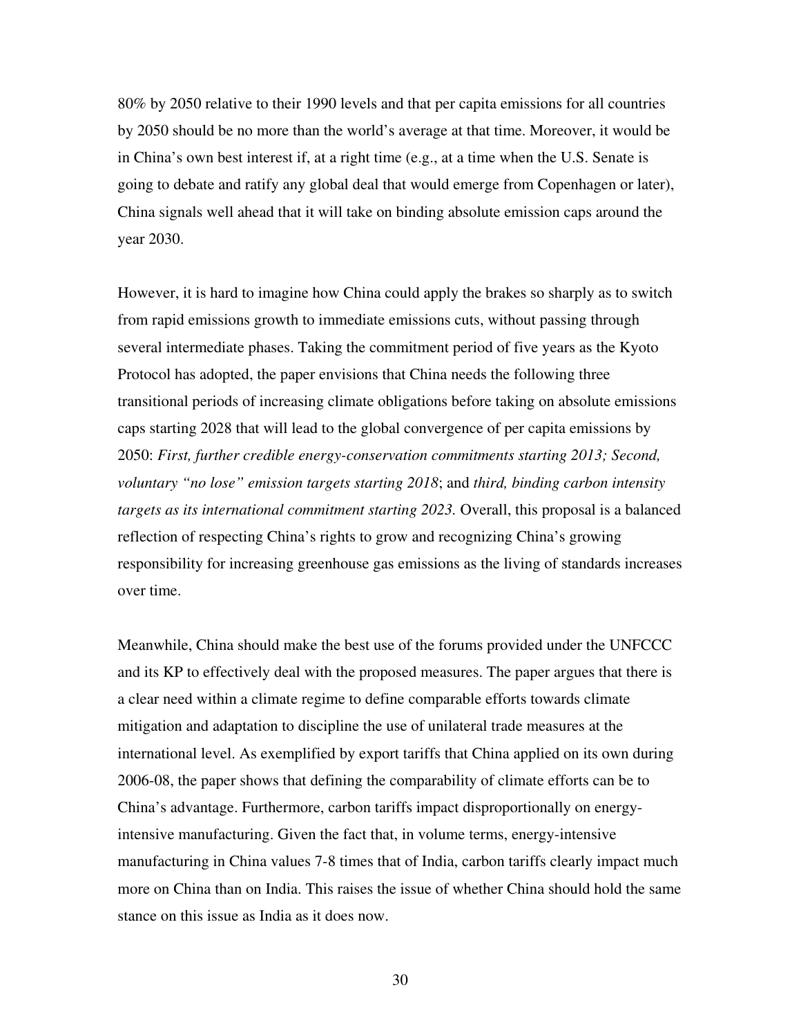80% by 2050 relative to their 1990 levels and that per capita emissions for all countries by 2050 should be no more than the world's average at that time. Moreover, it would be in China's own best interest if, at a right time (e.g., at a time when the U.S. Senate is going to debate and ratify any global deal that would emerge from Copenhagen or later), China signals well ahead that it will take on binding absolute emission caps around the year 2030.

However, it is hard to imagine how China could apply the brakes so sharply as to switch from rapid emissions growth to immediate emissions cuts, without passing through several intermediate phases. Taking the commitment period of five years as the Kyoto Protocol has adopted, the paper envisions that China needs the following three transitional periods of increasing climate obligations before taking on absolute emissions caps starting 2028 that will lead to the global convergence of per capita emissions by 2050: *First, further credible energy-conservation commitments starting 2013; Second, voluntary "no lose" emission targets starting 2018*; and *third, binding carbon intensity targets as its international commitment starting 2023.* Overall, this proposal is a balanced reflection of respecting China's rights to grow and recognizing China's growing responsibility for increasing greenhouse gas emissions as the living of standards increases over time.

Meanwhile, China should make the best use of the forums provided under the UNFCCC and its KP to effectively deal with the proposed measures. The paper argues that there is a clear need within a climate regime to define comparable efforts towards climate mitigation and adaptation to discipline the use of unilateral trade measures at the international level. As exemplified by export tariffs that China applied on its own during 2006-08, the paper shows that defining the comparability of climate efforts can be to China's advantage. Furthermore, carbon tariffs impact disproportionally on energy-intensive manufacturing. Given the fact that, in volume terms, energy-intensive manufacturing in China values 7-8 times that of India, carbon tariffs clearly impact much more on China than on India. This raises the issue of whether China should hold the same stance on this issue as India as it does now.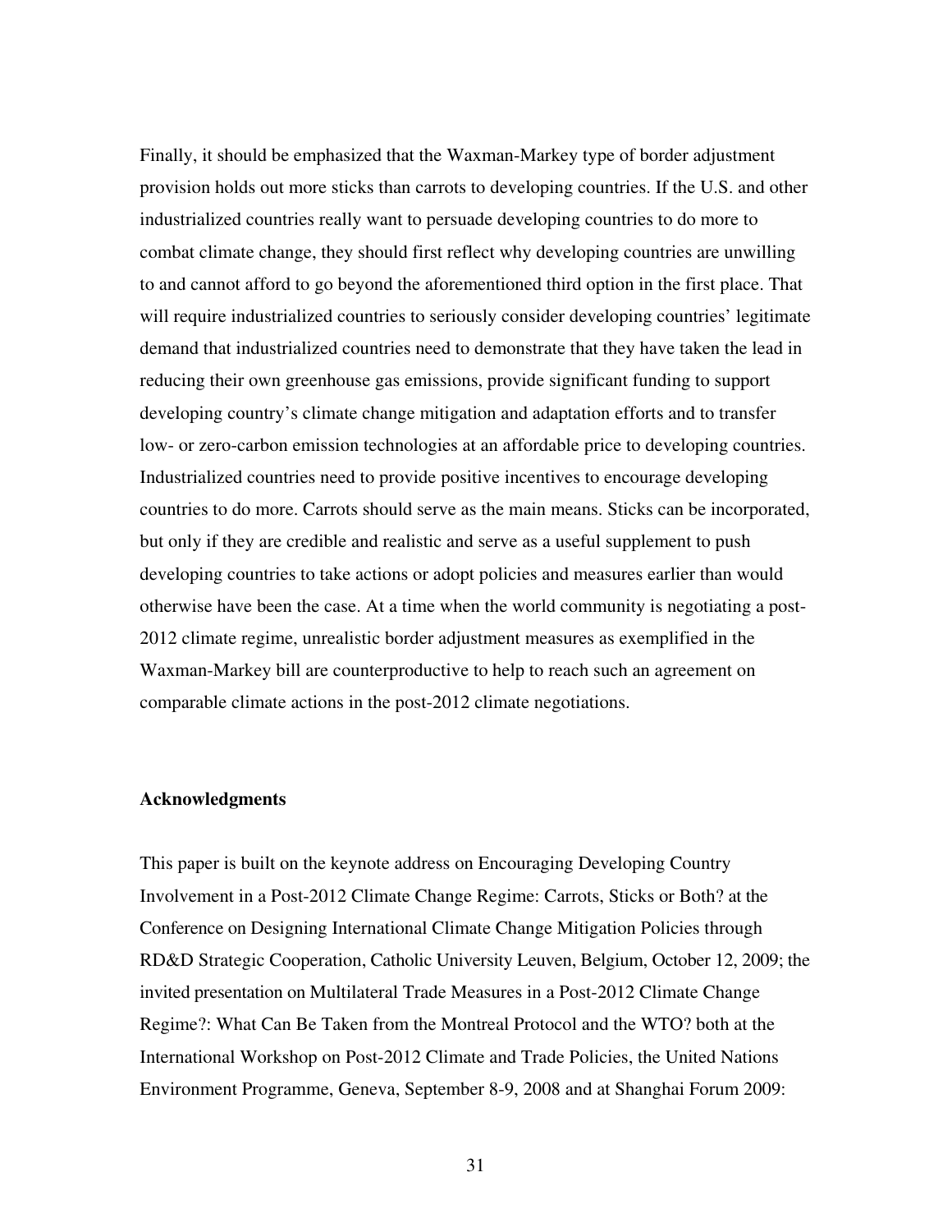Finally, it should be emphasized that the Waxman-Markey type of border adjustment provision holds out more sticks than carrots to developing countries. If the U.S. and other industrialized countries really want to persuade developing countries to do more to combat climate change, they should first reflect why developing countries are unwilling to and cannot afford to go beyond the aforementioned third option in the first place. That will require industrialized countries to seriously consider developing countries' legitimate demand that industrialized countries need to demonstrate that they have taken the lead in reducing their own greenhouse gas emissions, provide significant funding to support developing country's climate change mitigation and adaptation efforts and to transfer low- or zero-carbon emission technologies at an affordable price to developing countries. Industrialized countries need to provide positive incentives to encourage developing countries to do more. Carrots should serve as the main means. Sticks can be incorporated, but only if they are credible and realistic and serve as a useful supplement to push developing countries to take actions or adopt policies and measures earlier than would otherwise have been the case. At a time when the world community is negotiating a post-2012 climate regime, unrealistic border adjustment measures as exemplified in the Waxman-Markey bill are counterproductive to help to reach such an agreement on comparable climate actions in the post-2012 climate negotiations.

**Acknowledgments**

This paper is built on the keynote address on Encouraging Developing Country Involvement in a Post-2012 Climate Change Regime: Carrots, Sticks or Both? at the Conference on Designing International Climate Change Mitigation Policies through RD&D Strategic Cooperation, Catholic University Leuven, Belgium, October 12, 2009; the invited presentation on Multilateral Trade Measures in a Post-2012 Climate Change Regime?: What Can Be Taken from the Montreal Protocol and the WTO? both at the International Workshop on Post-2012 Climate and Trade Policies, the United Nations Environment Programme, Geneva, September 8-9, 2008 and at Shanghai Forum 2009: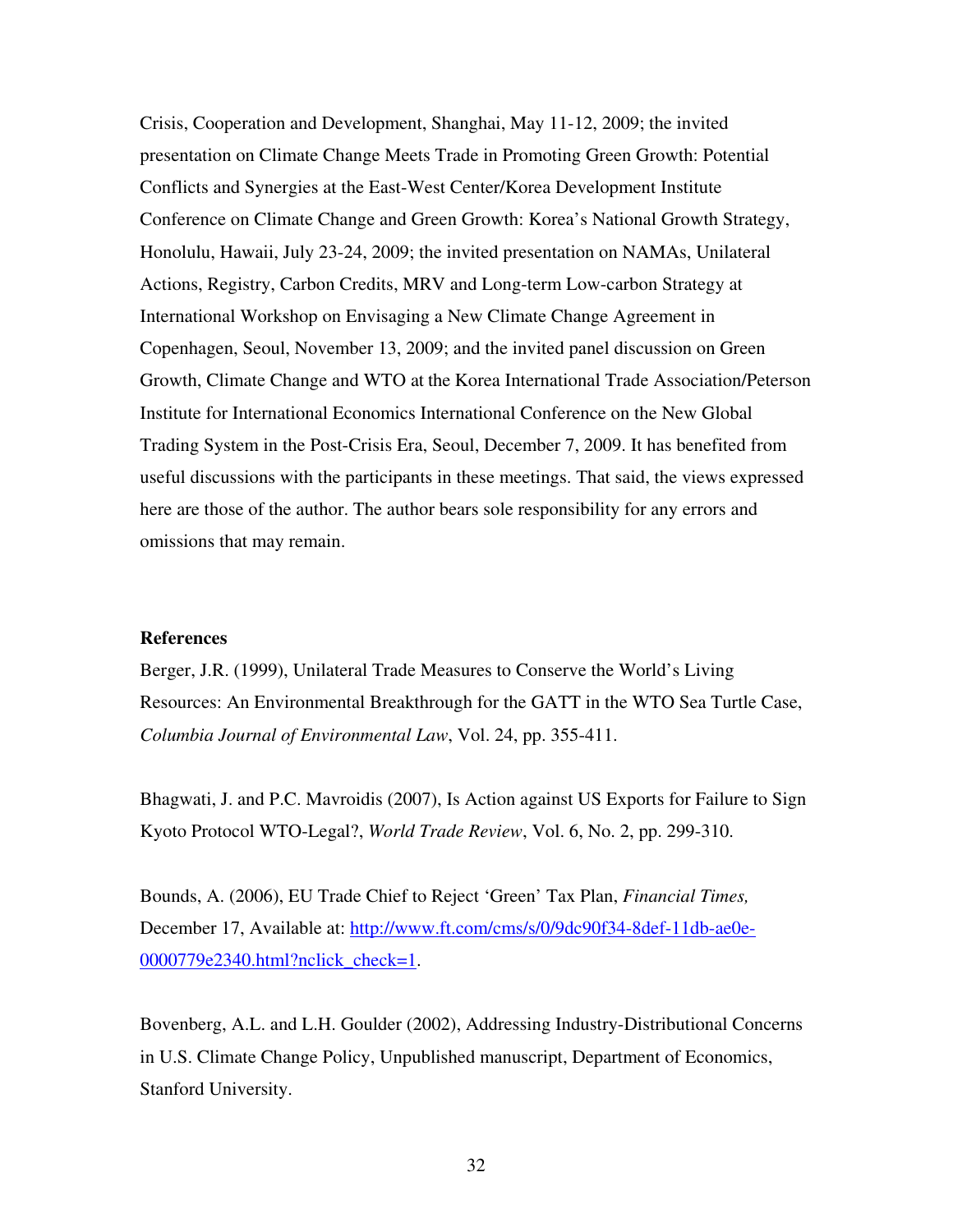Crisis, Cooperation and Development, Shanghai, May 11-12, 2009; the invited presentation on Climate Change Meets Trade in Promoting Green Growth: Potential Conflicts and Synergies at the East-West Center/Korea Development Institute Conference on Climate Change and Green Growth: Korea's National Growth Strategy, Honolulu, Hawaii, July 23-24, 2009; the invited presentation on NAMAs, Unilateral Actions, Registry, Carbon Credits, MRV and Long-term Low-carbon Strategy at International Workshop on Envisaging a New Climate Change Agreement in Copenhagen, Seoul, November 13, 2009; and the invited panel discussion on Green Growth, Climate Change and WTO at the Korea International Trade Association/Peterson Institute for International Economics International Conference on the New Global Trading System in the Post-Crisis Era, Seoul, December 7, 2009. It has benefited from useful discussions with the participants in these meetings. That said, the views expressed here are those of the author. The author bears sole responsibility for any errors and omissions that may remain.

**References**

Berger, J.R. (1999), Unilateral Trade Measures to Conserve the World's Living Resources: An Environmental Breakthrough for the GATT in the WTO Sea Turtle Case, *Columbia Journal of Environmental Law*, Vol. 24, pp. 355-411.

Bhagwati, J. and P.C. Mavroidis (2007), Is Action against US Exports for Failure to Sign Kyoto Protocol WTO-Legal?, *World Trade Review*, Vol. 6, No. 2, pp. 299-310.

Bounds, A. (2006), EU Trade Chief to Reject 'Green' Tax Plan, *Financial Times,* December 17, Available at: http://www.ft.com/cms/s/0/9dc90f34-8def-11db-ae0e-0000779e2340.html?nclick_check=1.

Bovenberg, A.L. and L.H. Goulder (2002), Addressing Industry-Distributional Concerns in U.S. Climate Change Policy, Unpublished manuscript, Department of Economics, Stanford University.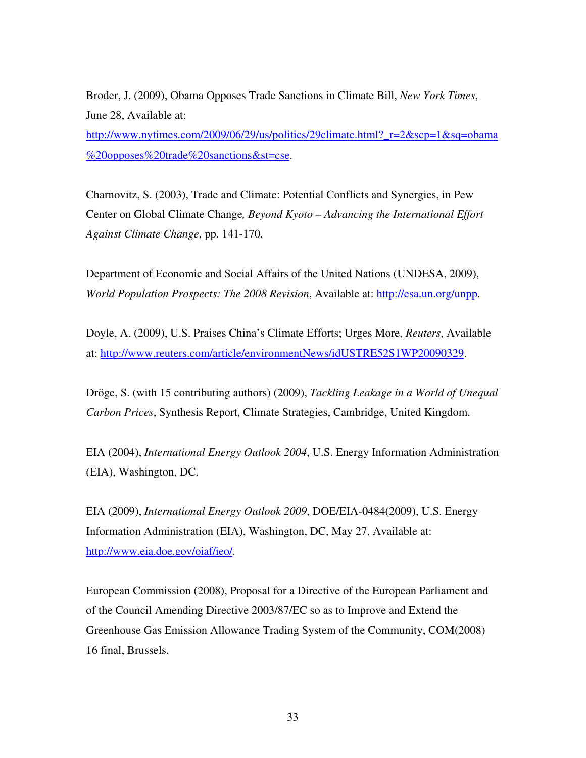Broder, J. (2009), Obama Opposes Trade Sanctions in Climate Bill, *New York Times*, June 28, Available at: http://www.nytimes.com/2009/06/29/us/politics/29climate.html?_r=2&scp=1&sq=obama%20opposes%20trade%20sanctions&st=cse.

Charnovitz, S. (2003), Trade and Climate: Potential Conflicts and Synergies, in Pew Center on Global Climate Change*, Beyond Kyoto – Advancing the International Effort Against Climate Change*, pp. 141-170.

Department of Economic and Social Affairs of the United Nations (UNDESA, 2009), *World Population Prospects: The 2008 Revision*, Available at: http://esa.un.org/unpp.

Doyle, A. (2009), U.S. Praises China's Climate Efforts; Urges More, *Reuters*, Available at: http://www.reuters.com/article/environmentNews/idUSTRE52S1WP20090329.

Dröge, S. (with 15 contributing authors) (2009), *Tackling Leakage in a World of Unequal Carbon Prices*, Synthesis Report, Climate Strategies, Cambridge, United Kingdom.

EIA (2004), *International Energy Outlook 2004*, U.S. Energy Information Administration (EIA), Washington, DC.

EIA (2009), *International Energy Outlook 2009*, DOE/EIA-0484(2009), U.S. Energy Information Administration (EIA), Washington, DC, May 27, Available at: http://www.eia.doe.gov/oiaf/ieo/.

European Commission (2008), Proposal for a Directive of the European Parliament and of the Council Amending Directive 2003/87/EC so as to Improve and Extend the Greenhouse Gas Emission Allowance Trading System of the Community, COM(2008) 16 final, Brussels.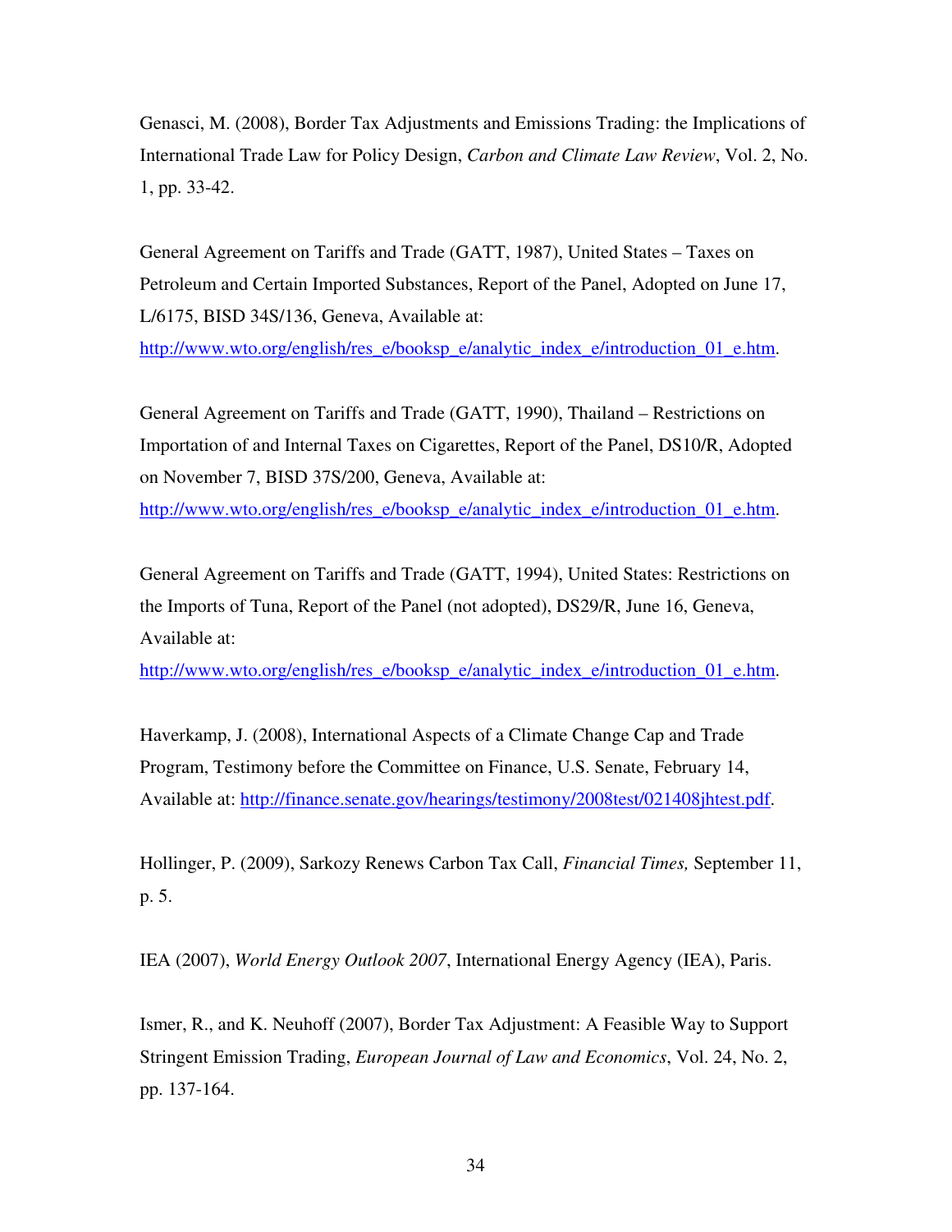Genasci, M. (2008), Border Tax Adjustments and Emissions Trading: the Implications of International Trade Law for Policy Design, *Carbon and Climate Law Review*, Vol. 2, No. 1, pp. 33-42.

General Agreement on Tariffs and Trade (GATT, 1987), United States – Taxes on Petroleum and Certain Imported Substances, Report of the Panel, Adopted on June 17, L/6175, BISD 34S/136, Geneva, Available at: http://www.wto.org/english/res_e/booksp_e/analytic_index_e/introduction_01_e.htm.

General Agreement on Tariffs and Trade (GATT, 1990), Thailand – Restrictions on Importation of and Internal Taxes on Cigarettes, Report of the Panel, DS10/R, Adopted on November 7, BISD 37S/200, Geneva, Available at: http://www.wto.org/english/res_e/booksp_e/analytic_index_e/introduction_01_e.htm.

General Agreement on Tariffs and Trade (GATT, 1994), United States: Restrictions on the Imports of Tuna, Report of the Panel (not adopted), DS29/R, June 16, Geneva, Available at: http://www.wto.org/english/res_e/booksp_e/analytic_index_e/introduction_01_e.htm.

Haverkamp, J. (2008), International Aspects of a Climate Change Cap and Trade Program, Testimony before the Committee on Finance, U.S. Senate, February 14, Available at: http://finance.senate.gov/hearings/testimony/2008test/021408jhtest.pdf.

Hollinger, P. (2009), Sarkozy Renews Carbon Tax Call, *Financial Times,* September 11, p. 5.

IEA (2007), *World Energy Outlook 2007*, International Energy Agency (IEA), Paris.

Ismer, R., and K. Neuhoff (2007), Border Tax Adjustment: A Feasible Way to Support Stringent Emission Trading, *European Journal of Law and Economics*, Vol. 24, No. 2, pp. 137-164.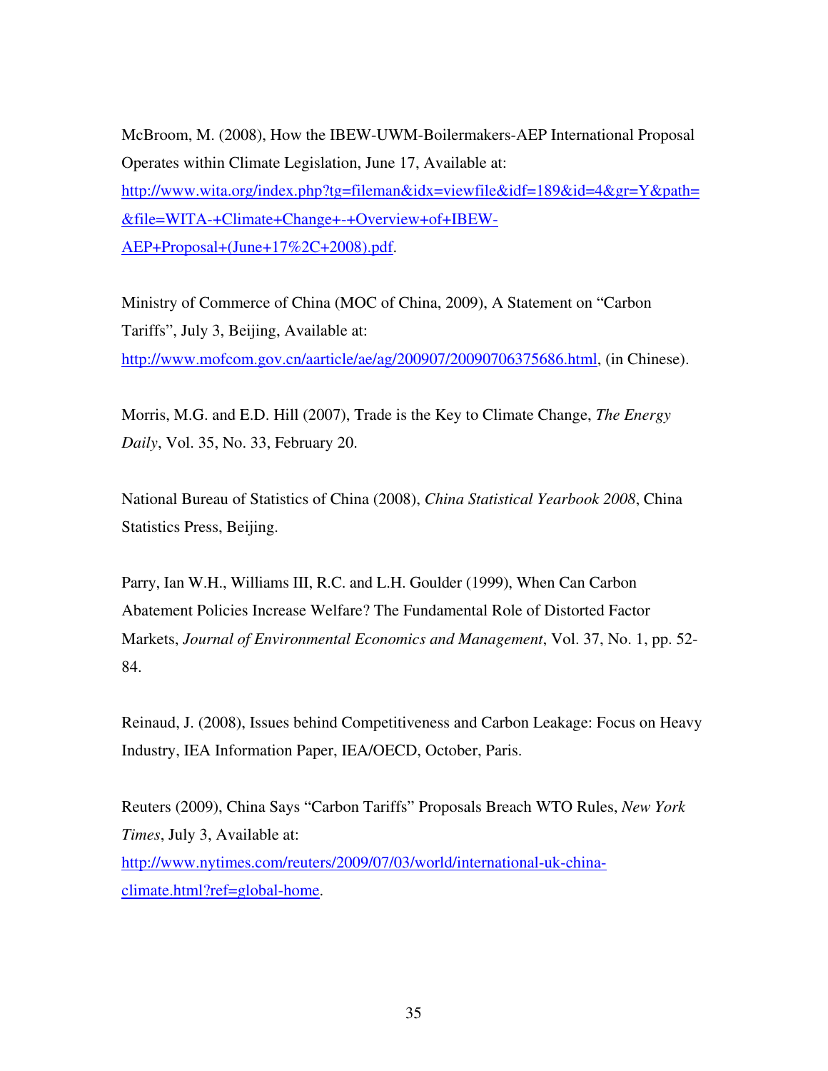McBroom, M. (2008), How the IBEW-UWM-Boilermakers-AEP International Proposal Operates within Climate Legislation, June 17, Available at: http://www.wita.org/index.php?tg=fileman&idx=viewfile&idf=189&id=4&gr=Y&path=&file=WITA-+Climate+Change+-+Overview+of+IBEW-AEP+Proposal+(June+17%2C+2008).pdf.

Ministry of Commerce of China (MOC of China, 2009), A Statement on "Carbon Tariffs", July 3, Beijing, Available at: http://www.mofcom.gov.cn/aarticle/ae/ag/200907/20090706375686.html, (in Chinese).

Morris, M.G. and E.D. Hill (2007), Trade is the Key to Climate Change, *The Energy Daily*, Vol. 35, No. 33, February 20.

National Bureau of Statistics of China (2008), *China Statistical Yearbook 2008*, China Statistics Press, Beijing.

Parry, Ian W.H., Williams III, R.C. and L.H. Goulder (1999), When Can Carbon Abatement Policies Increase Welfare? The Fundamental Role of Distorted Factor Markets, *Journal of Environmental Economics and Management*, Vol. 37, No. 1, pp. 52-84.

Reinaud, J. (2008), Issues behind Competitiveness and Carbon Leakage: Focus on Heavy Industry, IEA Information Paper, IEA/OECD, October, Paris.

Reuters (2009), China Says "Carbon Tariffs" Proposals Breach WTO Rules, *New York Times*, July 3, Available at: http://www.nytimes.com/reuters/2009/07/03/world/international-uk-china-climate.html?ref=global-home.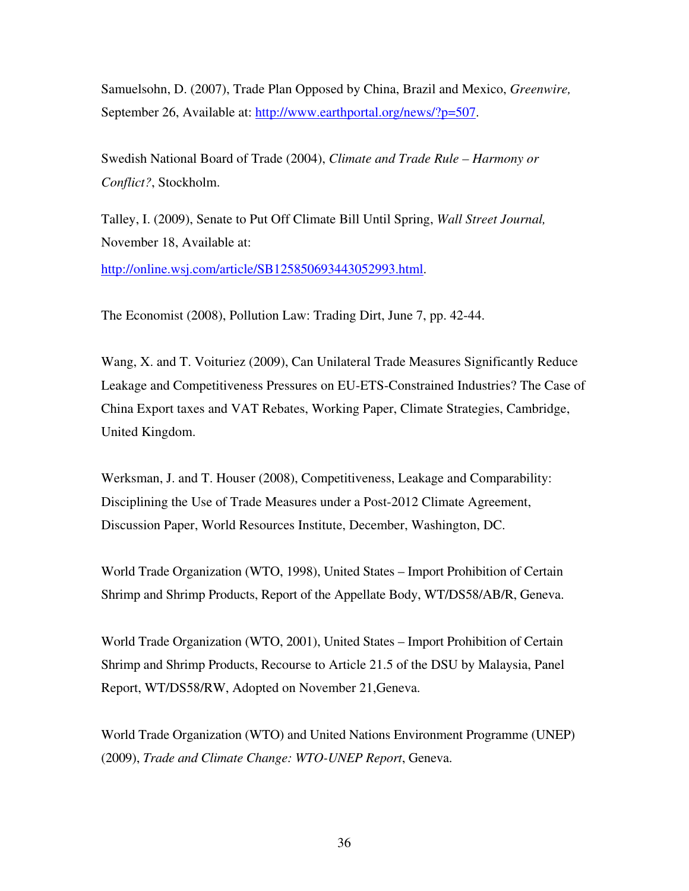Samuelsohn, D. (2007), Trade Plan Opposed by China, Brazil and Mexico, *Greenwire,* September 26, Available at: http://www.earthportal.org/news/?p=507.

Swedish National Board of Trade (2004), *Climate and Trade Rule – Harmony or Conflict?*, Stockholm.

Talley, I. (2009), Senate to Put Off Climate Bill Until Spring, *Wall Street Journal,* November 18, Available at: http://online.wsj.com/article/SB125850693443052993.html.

The Economist (2008), Pollution Law: Trading Dirt, June 7, pp. 42-44.

Wang, X. and T. Voituriez (2009), Can Unilateral Trade Measures Significantly Reduce Leakage and Competitiveness Pressures on EU-ETS-Constrained Industries? The Case of China Export taxes and VAT Rebates, Working Paper, Climate Strategies, Cambridge, United Kingdom.

Werksman, J. and T. Houser (2008), Competitiveness, Leakage and Comparability: Disciplining the Use of Trade Measures under a Post-2012 Climate Agreement, Discussion Paper, World Resources Institute, December, Washington, DC.

World Trade Organization (WTO, 1998), United States – Import Prohibition of Certain Shrimp and Shrimp Products, Report of the Appellate Body, WT/DS58/AB/R, Geneva.

World Trade Organization (WTO, 2001), United States – Import Prohibition of Certain Shrimp and Shrimp Products, Recourse to Article 21.5 of the DSU by Malaysia, Panel Report, WT/DS58/RW, Adopted on November 21,Geneva.

World Trade Organization (WTO) and United Nations Environment Programme (UNEP) (2009), *Trade and Climate Change: WTO-UNEP Report*, Geneva.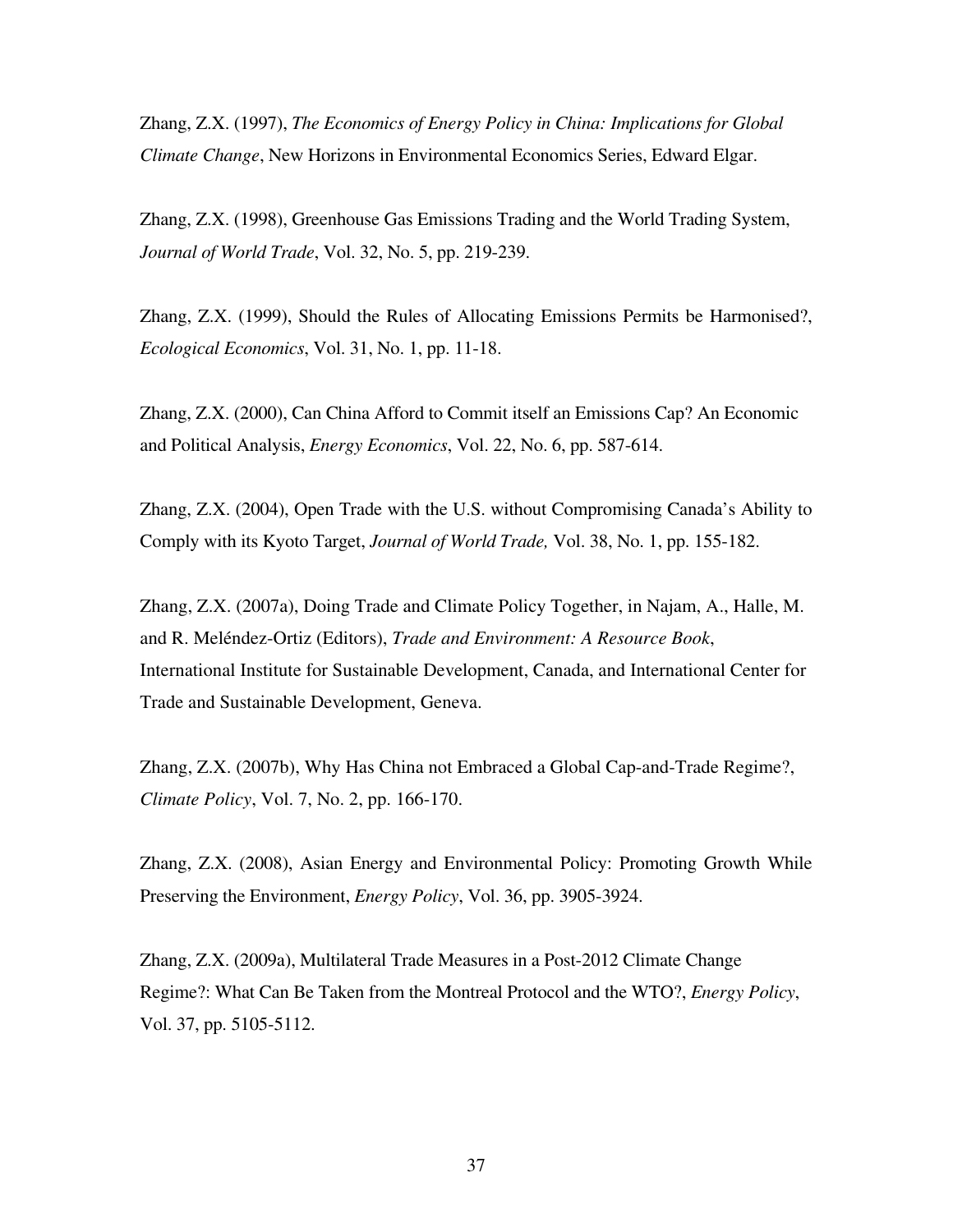Zhang, Z.X. (1997), *The Economics of Energy Policy in China: Implications for Global Climate Change*, New Horizons in Environmental Economics Series, Edward Elgar.

Zhang, Z.X. (1998), Greenhouse Gas Emissions Trading and the World Trading System, *Journal of World Trade*, Vol. 32, No. 5, pp. 219-239.

Zhang, Z.X. (1999), Should the Rules of Allocating Emissions Permits be Harmonised?, *Ecological Economics*, Vol. 31, No. 1, pp. 11-18.

Zhang, Z.X. (2000), Can China Afford to Commit itself an Emissions Cap? An Economic and Political Analysis, *Energy Economics*, Vol. 22, No. 6, pp. 587-614.

Zhang, Z.X. (2004), Open Trade with the U.S. without Compromising Canada's Ability to Comply with its Kyoto Target, *Journal of World Trade,* Vol. 38, No. 1, pp. 155-182.

Zhang, Z.X. (2007a), Doing Trade and Climate Policy Together, in Najam, A., Halle, M. and R. Meléndez-Ortiz (Editors), *Trade and Environment: A Resource Book*, International Institute for Sustainable Development, Canada, and International Center for Trade and Sustainable Development, Geneva.

Zhang, Z.X. (2007b), Why Has China not Embraced a Global Cap-and-Trade Regime?, *Climate Policy*, Vol. 7, No. 2, pp. 166-170.

Zhang, Z.X. (2008), Asian Energy and Environmental Policy: Promoting Growth While Preserving the Environment, *Energy Policy*, Vol. 36, pp. 3905-3924.

Zhang, Z.X. (2009a), Multilateral Trade Measures in a Post-2012 Climate Change Regime?: What Can Be Taken from the Montreal Protocol and the WTO?, *Energy Policy*, Vol. 37, pp. 5105-5112.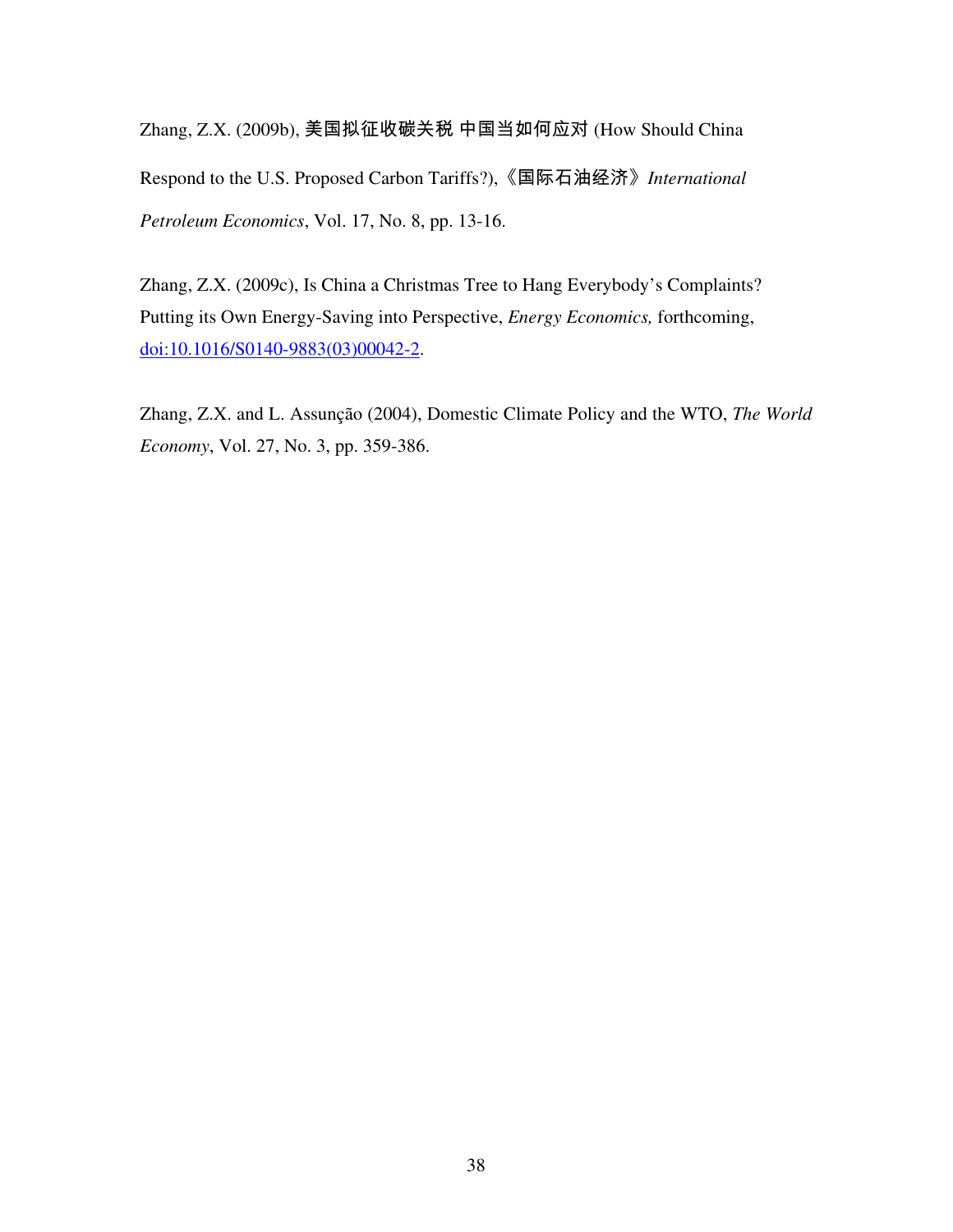Zhang, Z.X. (2009b), 美国拟征收碳关税 中国当如何应对 (How Should China Respond to the U.S. Proposed Carbon Tariffs?),《国际石油经济》*International Petroleum Economics*, Vol. 17, No. 8, pp. 13-16.

Zhang, Z.X. (2009c), Is China a Christmas Tree to Hang Everybody's Complaints? Putting its Own Energy-Saving into Perspective, *Energy Economics,* forthcoming, doi:10.1016/S0140-9883(03)00042-2.

Zhang, Z.X. and L. Assunção (2004), Domestic Climate Policy and the WTO, *The World Economy*, Vol. 27, No. 3, pp. 359-386.